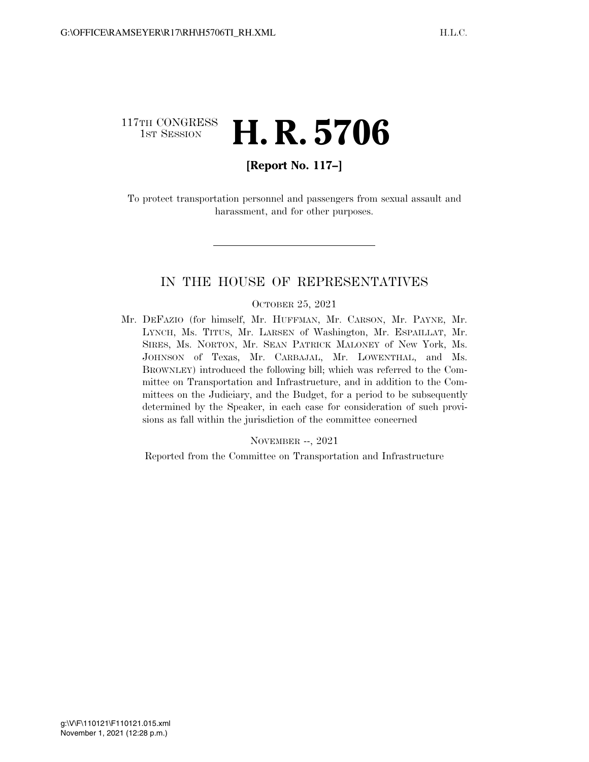117TH CONGRESS
1ST SESSION

# H. R. 5706

**[Report No. 117–]**

To protect transportation personnel and passengers from sexual assault and harassment, and for other purposes.

---

## IN THE HOUSE OF REPRESENTATIVES

OCTOBER 25, 2021

Mr. DEFAZIO (for himself, Mr. HUFFMAN, Mr. CARSON, Mr. PAYNE, Mr. LYNCH, Ms. TITUS, Mr. LARSEN of Washington, Mr. ESPAILLAT, Mr. SIRES, Ms. NORTON, Mr. SEAN PATRICK MALONEY of New York, Ms. JOHNSON of Texas, Mr. CARBAJAL, Mr. LOWENTHAL, and Ms. BROWNLEY) introduced the following bill; which was referred to the Committee on Transportation and Infrastructure, and in addition to the Committees on the Judiciary, and the Budget, for a period to be subsequently determined by the Speaker, in each case for consideration of such provisions as fall within the jurisdiction of the committee concerned

NOVEMBER --, 2021

Reported from the Committee on Transportation and Infrastructure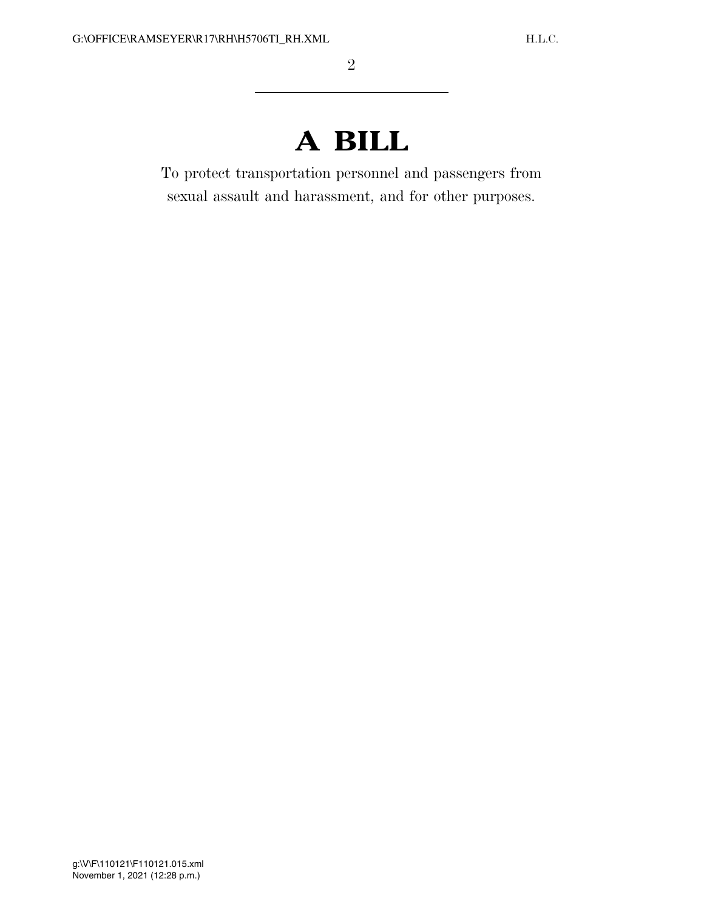# A BILL

To protect transportation personnel and passengers from sexual assault and harassment, and for other purposes.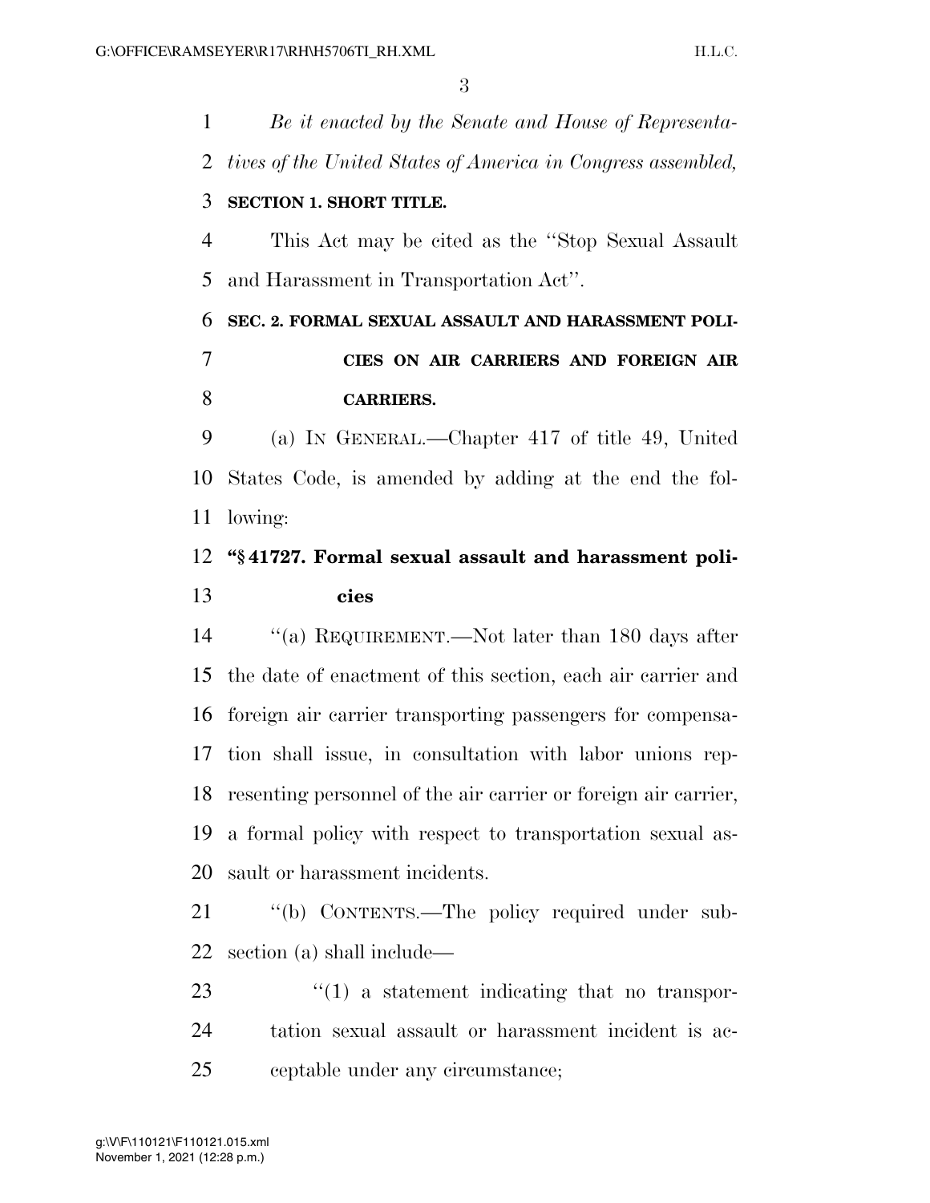*Be it enacted by the Senate and House of Representatives of the United States of America in Congress assembled,*

**SECTION 1. SHORT TITLE.**

This Act may be cited as the "Stop Sexual Assault and Harassment in Transportation Act".

**SEC. 2. FORMAL SEXUAL ASSAULT AND HARASSMENT POLICIES ON AIR CARRIERS AND FOREIGN AIR CARRIERS.**

(a) IN GENERAL.—Chapter 417 of title 49, United States Code, is amended by adding at the end the following:

**"§ 41727. Formal sexual assault and harassment policies**

"(a) REQUIREMENT.—Not later than 180 days after the date of enactment of this section, each air carrier and foreign air carrier transporting passengers for compensation shall issue, in consultation with labor unions representing personnel of the air carrier or foreign air carrier, a formal policy with respect to transportation sexual assault or harassment incidents.

"(b) CONTENTS.—The policy required under subsection (a) shall include—

"(1) a statement indicating that no transportation sexual assault or harassment incident is acceptable under any circumstance;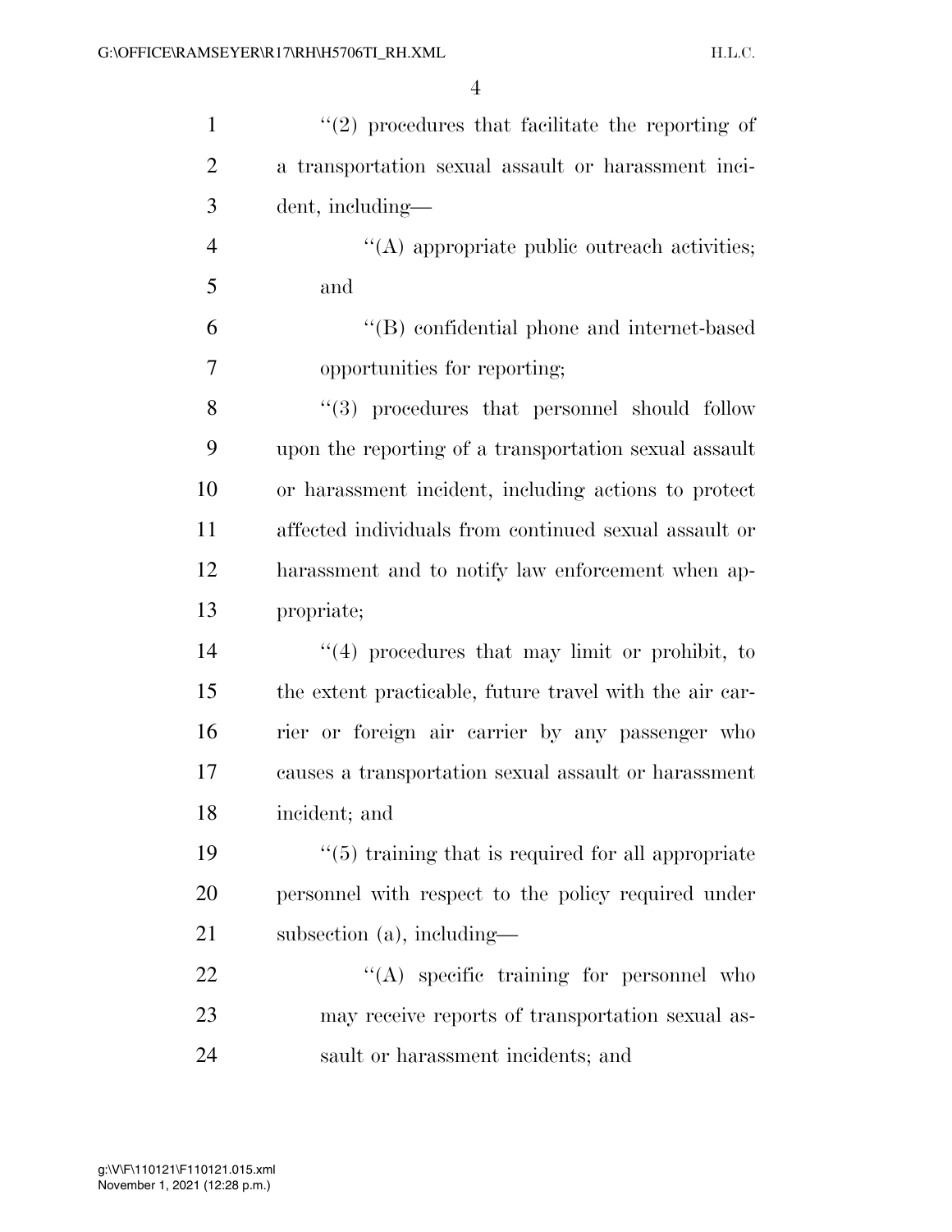''(2) procedures that facilitate the reporting of a transportation sexual assault or harassment incident, including—

''(A) appropriate public outreach activities; and

''(B) confidential phone and internet-based opportunities for reporting;

''(3) procedures that personnel should follow upon the reporting of a transportation sexual assault or harassment incident, including actions to protect affected individuals from continued sexual assault or harassment and to notify law enforcement when appropriate;

''(4) procedures that may limit or prohibit, to the extent practicable, future travel with the air carrier or foreign air carrier by any passenger who causes a transportation sexual assault or harassment incident; and

''(5) training that is required for all appropriate personnel with respect to the policy required under subsection (a), including—

''(A) specific training for personnel who may receive reports of transportation sexual assault or harassment incidents; and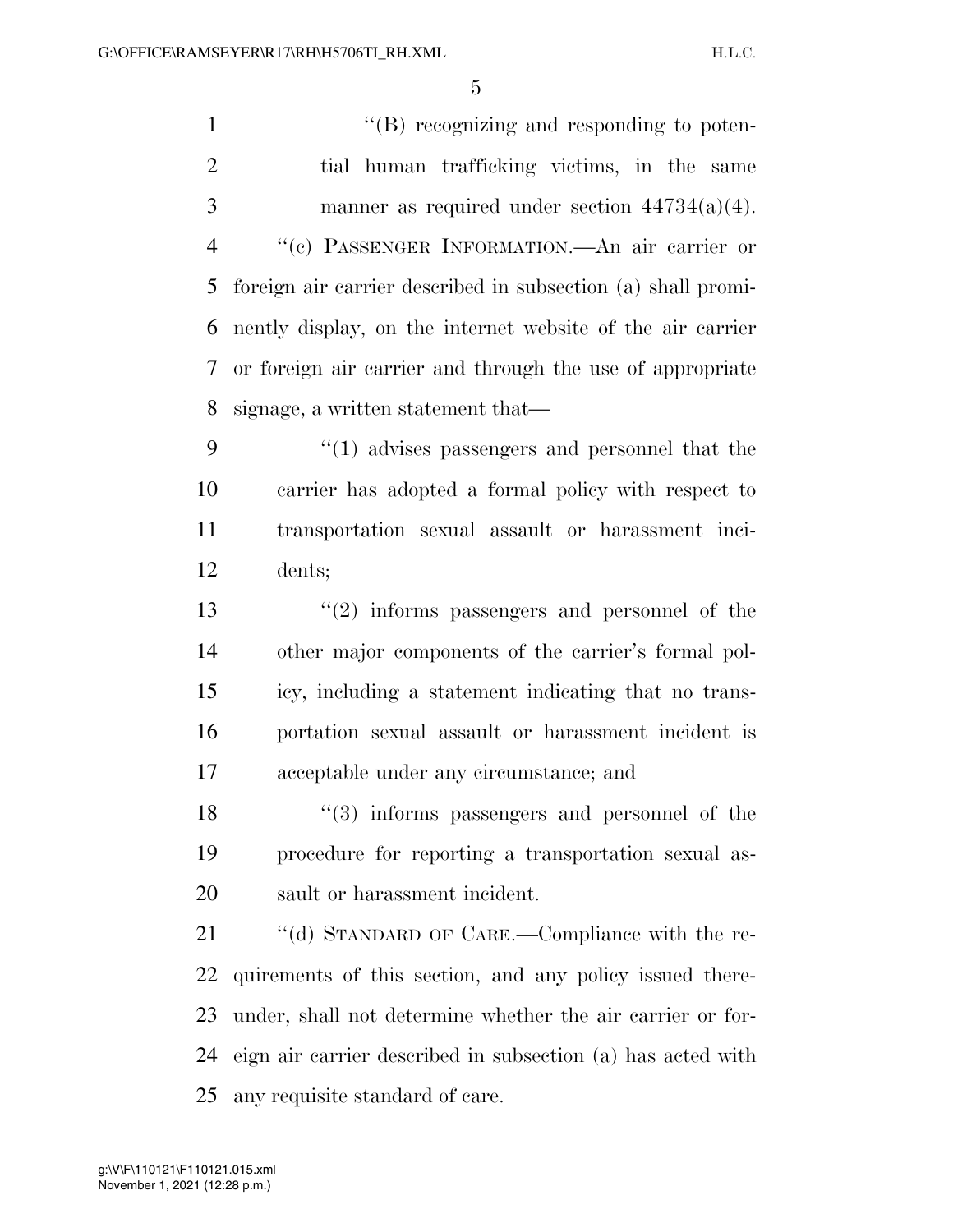"(B) recognizing and responding to potential human trafficking victims, in the same manner as required under section 44734(a)(4).

"(c) PASSENGER INFORMATION.—An air carrier or foreign air carrier described in subsection (a) shall prominently display, on the internet website of the air carrier or foreign air carrier and through the use of appropriate signage, a written statement that—

"(1) advises passengers and personnel that the carrier has adopted a formal policy with respect to transportation sexual assault or harassment incidents;

"(2) informs passengers and personnel of the other major components of the carrier's formal policy, including a statement indicating that no transportation sexual assault or harassment incident is acceptable under any circumstance; and

"(3) informs passengers and personnel of the procedure for reporting a transportation sexual assault or harassment incident.

"(d) STANDARD OF CARE.—Compliance with the requirements of this section, and any policy issued thereunder, shall not determine whether the air carrier or foreign air carrier described in subsection (a) has acted with any requisite standard of care.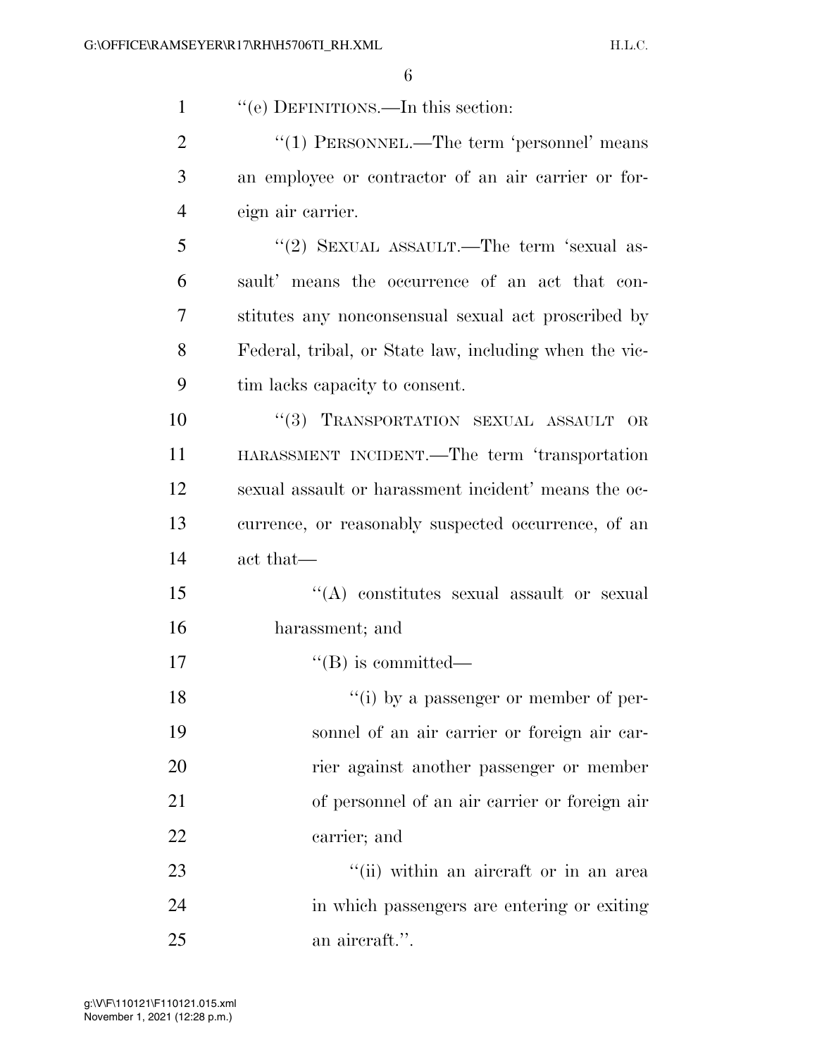"(e) DEFINITIONS.—In this section:

"(1) PERSONNEL.—The term 'personnel' means an employee or contractor of an air carrier or foreign air carrier.

"(2) SEXUAL ASSAULT.—The term 'sexual assault' means the occurrence of an act that constitutes any nonconsensual sexual act proscribed by Federal, tribal, or State law, including when the victim lacks capacity to consent.

"(3) TRANSPORTATION SEXUAL ASSAULT OR HARASSMENT INCIDENT.—The term 'transportation sexual assault or harassment incident' means the occurrence, or reasonably suspected occurrence, of an act that—

"(A) constitutes sexual assault or sexual harassment; and

"(B) is committed—

"(i) by a passenger or member of personnel of an air carrier or foreign air carrier against another passenger or member of personnel of an air carrier or foreign air carrier; and

"(ii) within an aircraft or in an area in which passengers are entering or exiting an aircraft.".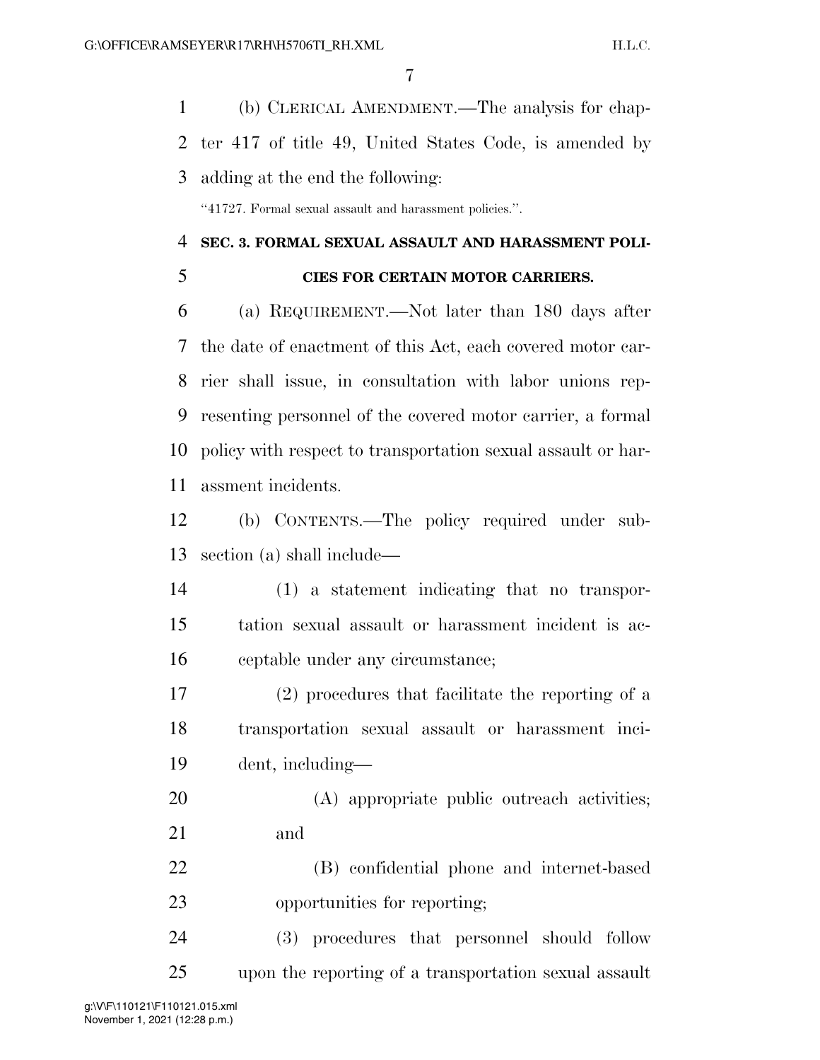(b) CLERICAL AMENDMENT.—The analysis for chapter 417 of title 49, United States Code, is amended by adding at the end the following:

"41727. Formal sexual assault and harassment policies.".

**SEC. 3. FORMAL SEXUAL ASSAULT AND HARASSMENT POLICIES FOR CERTAIN MOTOR CARRIERS.**

(a) REQUIREMENT.—Not later than 180 days after the date of enactment of this Act, each covered motor carrier shall issue, in consultation with labor unions representing personnel of the covered motor carrier, a formal policy with respect to transportation sexual assault or harassment incidents.

(b) CONTENTS.—The policy required under subsection (a) shall include—

(1) a statement indicating that no transportation sexual assault or harassment incident is acceptable under any circumstance;

(2) procedures that facilitate the reporting of a transportation sexual assault or harassment incident, including—

(A) appropriate public outreach activities; and

(B) confidential phone and internet-based opportunities for reporting;

(3) procedures that personnel should follow upon the reporting of a transportation sexual assault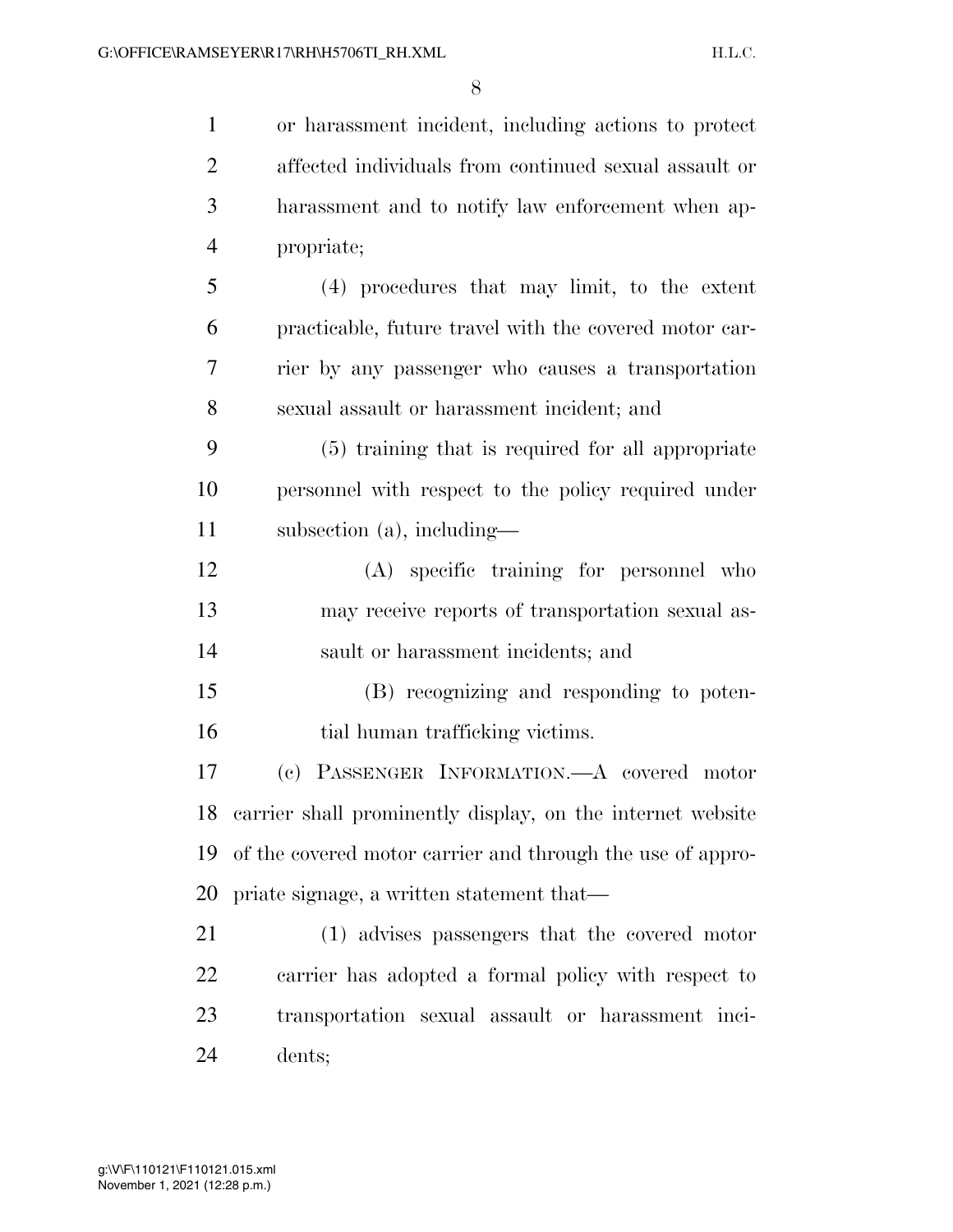or harassment incident, including actions to protect affected individuals from continued sexual assault or harassment and to notify law enforcement when appropriate;

(4) procedures that may limit, to the extent practicable, future travel with the covered motor carrier by any passenger who causes a transportation sexual assault or harassment incident; and

(5) training that is required for all appropriate personnel with respect to the policy required under subsection (a), including—

(A) specific training for personnel who may receive reports of transportation sexual assault or harassment incidents; and

(B) recognizing and responding to potential human trafficking victims.

(c) PASSENGER INFORMATION.—A covered motor carrier shall prominently display, on the internet website of the covered motor carrier and through the use of appropriate signage, a written statement that—

(1) advises passengers that the covered motor carrier has adopted a formal policy with respect to transportation sexual assault or harassment incidents;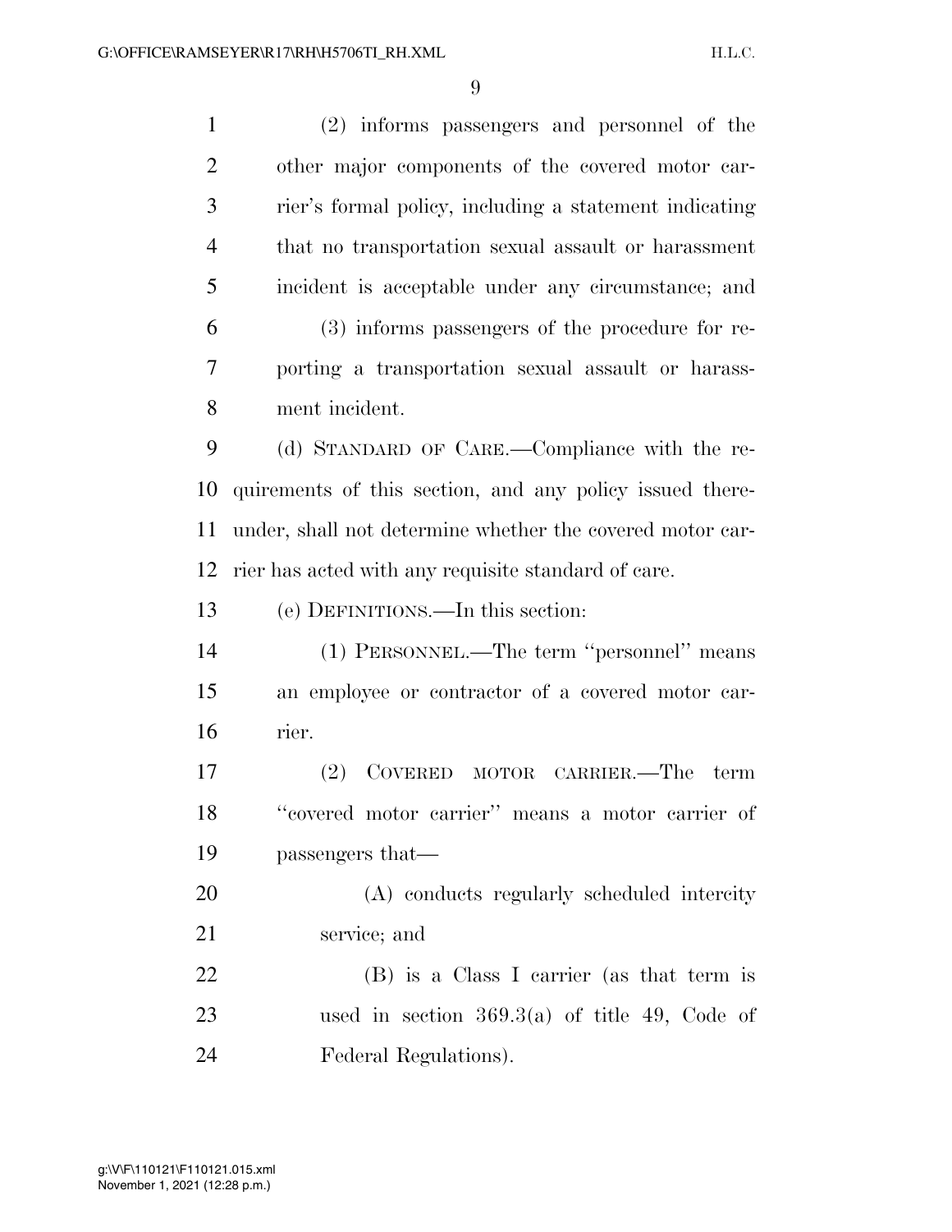(2) informs passengers and personnel of the other major components of the covered motor carrier's formal policy, including a statement indicating that no transportation sexual assault or harassment incident is acceptable under any circumstance; and

(3) informs passengers of the procedure for reporting a transportation sexual assault or harassment incident.

(d) STANDARD OF CARE.—Compliance with the requirements of this section, and any policy issued thereunder, shall not determine whether the covered motor carrier has acted with any requisite standard of care.

(e) DEFINITIONS.—In this section:

(1) PERSONNEL.—The term "personnel" means an employee or contractor of a covered motor carrier.

(2) COVERED MOTOR CARRIER.—The term "covered motor carrier" means a motor carrier of passengers that—

(A) conducts regularly scheduled intercity service; and

(B) is a Class I carrier (as that term is used in section 369.3(a) of title 49, Code of Federal Regulations).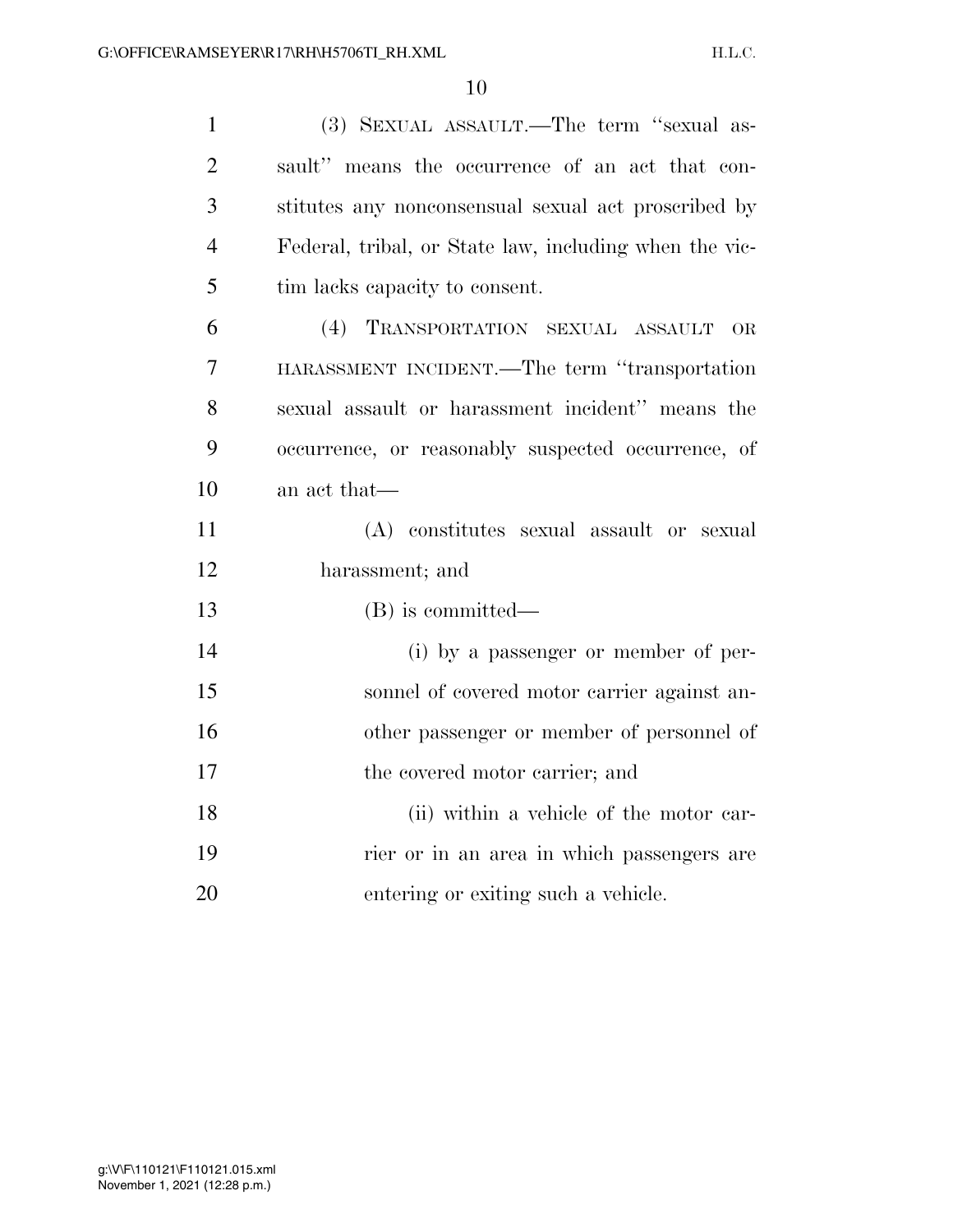(3) SEXUAL ASSAULT.—The term ''sexual assault'' means the occurrence of an act that constitutes any nonconsensual sexual act proscribed by Federal, tribal, or State law, including when the victim lacks capacity to consent.

(4) TRANSPORTATION SEXUAL ASSAULT OR HARASSMENT INCIDENT.—The term ''transportation sexual assault or harassment incident'' means the occurrence, or reasonably suspected occurrence, of an act that—

(A) constitutes sexual assault or sexual harassment; and

(B) is committed—

(i) by a passenger or member of personnel of covered motor carrier against another passenger or member of personnel of the covered motor carrier; and

(ii) within a vehicle of the motor carrier or in an area in which passengers are entering or exiting such a vehicle.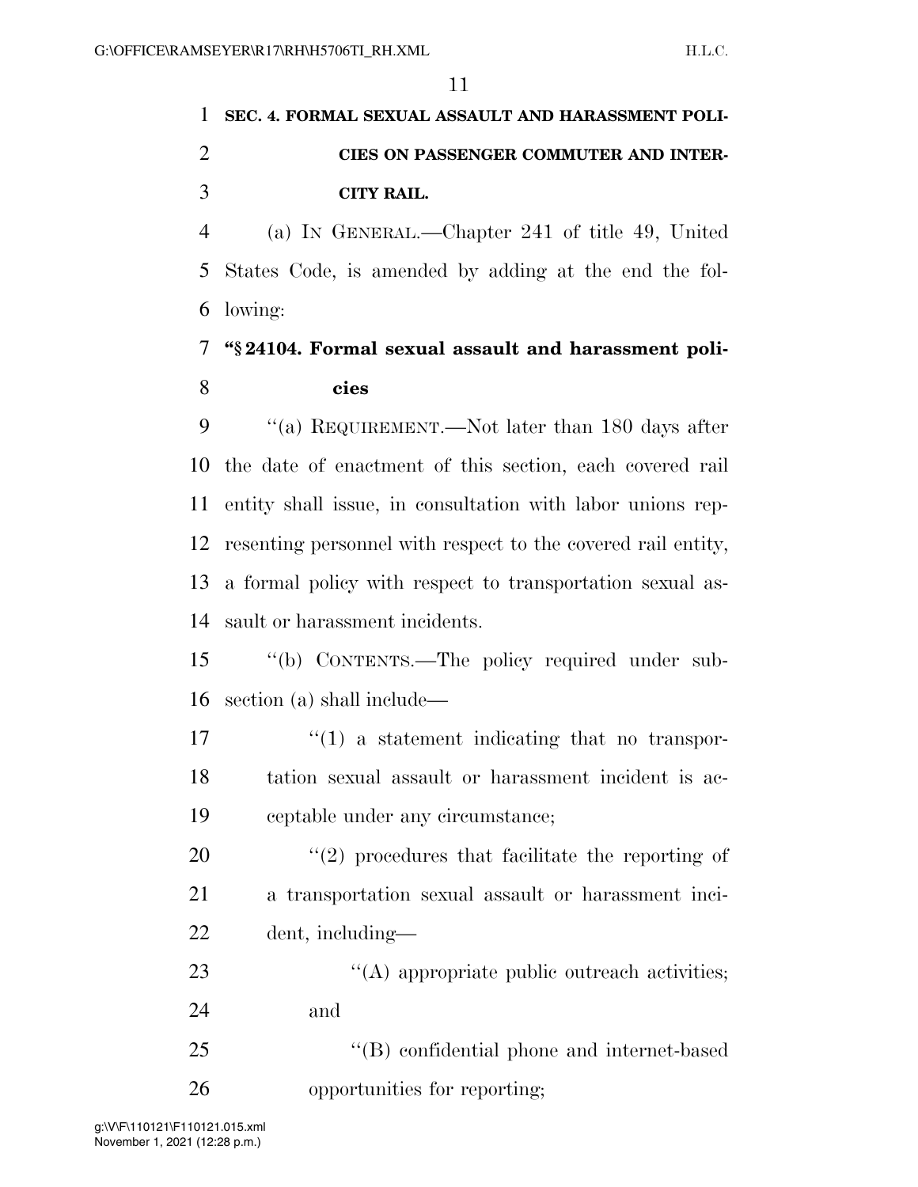**SEC. 4. FORMAL SEXUAL ASSAULT AND HARASSMENT POLICIES ON PASSENGER COMMUTER AND INTERCITY RAIL.**

(a) IN GENERAL.—Chapter 241 of title 49, United States Code, is amended by adding at the end the following:

**"§ 24104. Formal sexual assault and harassment policies**

"(a) REQUIREMENT.—Not later than 180 days after the date of enactment of this section, each covered rail entity shall issue, in consultation with labor unions representing personnel with respect to the covered rail entity, a formal policy with respect to transportation sexual assault or harassment incidents.

"(b) CONTENTS.—The policy required under subsection (a) shall include—

"(1) a statement indicating that no transportation sexual assault or harassment incident is acceptable under any circumstance;

"(2) procedures that facilitate the reporting of a transportation sexual assault or harassment incident, including—

"(A) appropriate public outreach activities; and

"(B) confidential phone and internet-based opportunities for reporting;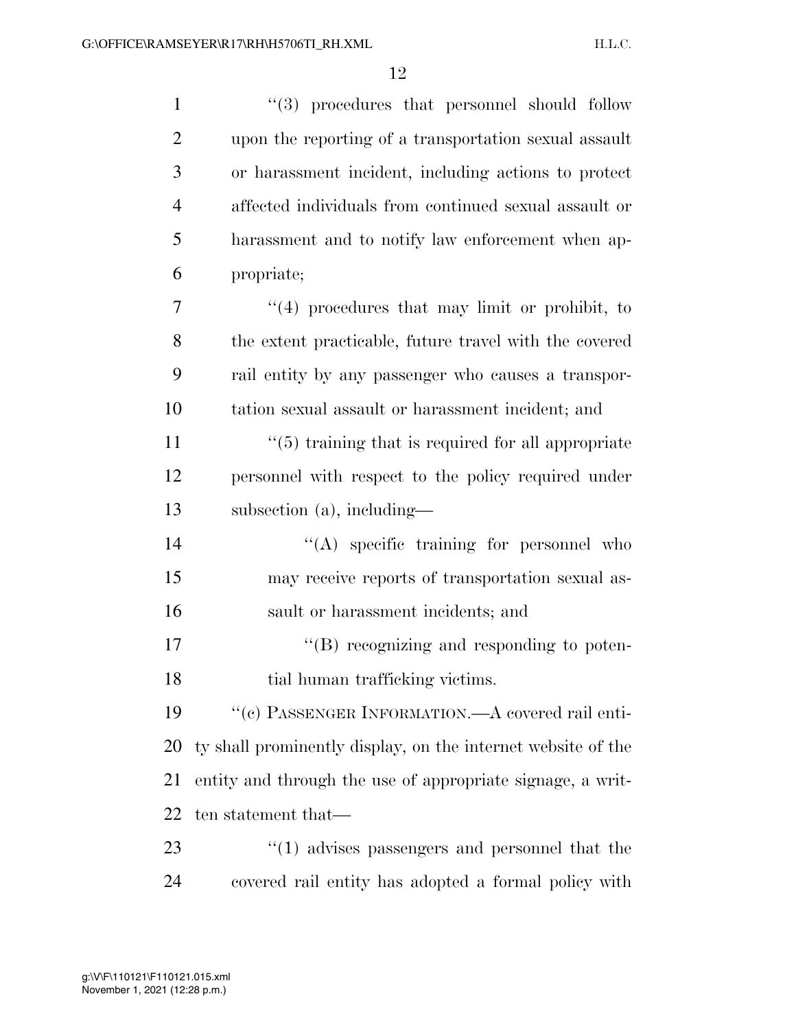"(3) procedures that personnel should follow upon the reporting of a transportation sexual assault or harassment incident, including actions to protect affected individuals from continued sexual assault or harassment and to notify law enforcement when appropriate;

"(4) procedures that may limit or prohibit, to the extent practicable, future travel with the covered rail entity by any passenger who causes a transportation sexual assault or harassment incident; and

"(5) training that is required for all appropriate personnel with respect to the policy required under subsection (a), including—

"(A) specific training for personnel who may receive reports of transportation sexual assault or harassment incidents; and

"(B) recognizing and responding to potential human trafficking victims.

"(c) PASSENGER INFORMATION.—A covered rail entity shall prominently display, on the internet website of the entity and through the use of appropriate signage, a written statement that—

"(1) advises passengers and personnel that the covered rail entity has adopted a formal policy with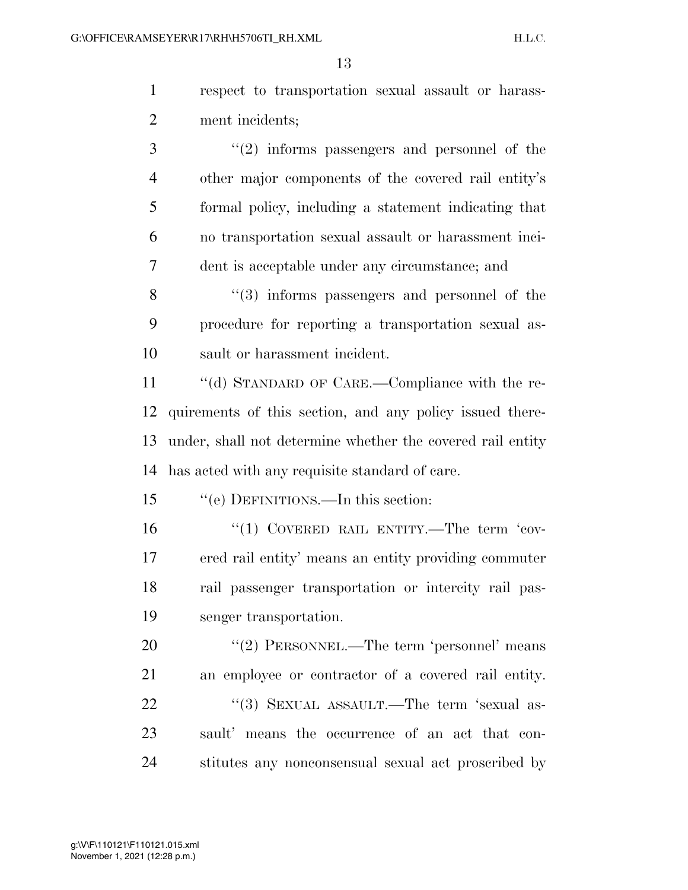respect to transportation sexual assault or harassment incidents;

“(2) informs passengers and personnel of the other major components of the covered rail entity’s formal policy, including a statement indicating that no transportation sexual assault or harassment incident is acceptable under any circumstance; and

“(3) informs passengers and personnel of the procedure for reporting a transportation sexual assault or harassment incident.

“(d) STANDARD OF CARE.—Compliance with the requirements of this section, and any policy issued thereunder, shall not determine whether the covered rail entity has acted with any requisite standard of care.

“(e) DEFINITIONS.—In this section:

“(1) COVERED RAIL ENTITY.—The term ‘covered rail entity’ means an entity providing commuter rail passenger transportation or intercity rail passenger transportation.

“(2) PERSONNEL.—The term ‘personnel’ means an employee or contractor of a covered rail entity.

“(3) SEXUAL ASSAULT.—The term ‘sexual assault’ means the occurrence of an act that constitutes any nonconsensual sexual act proscribed by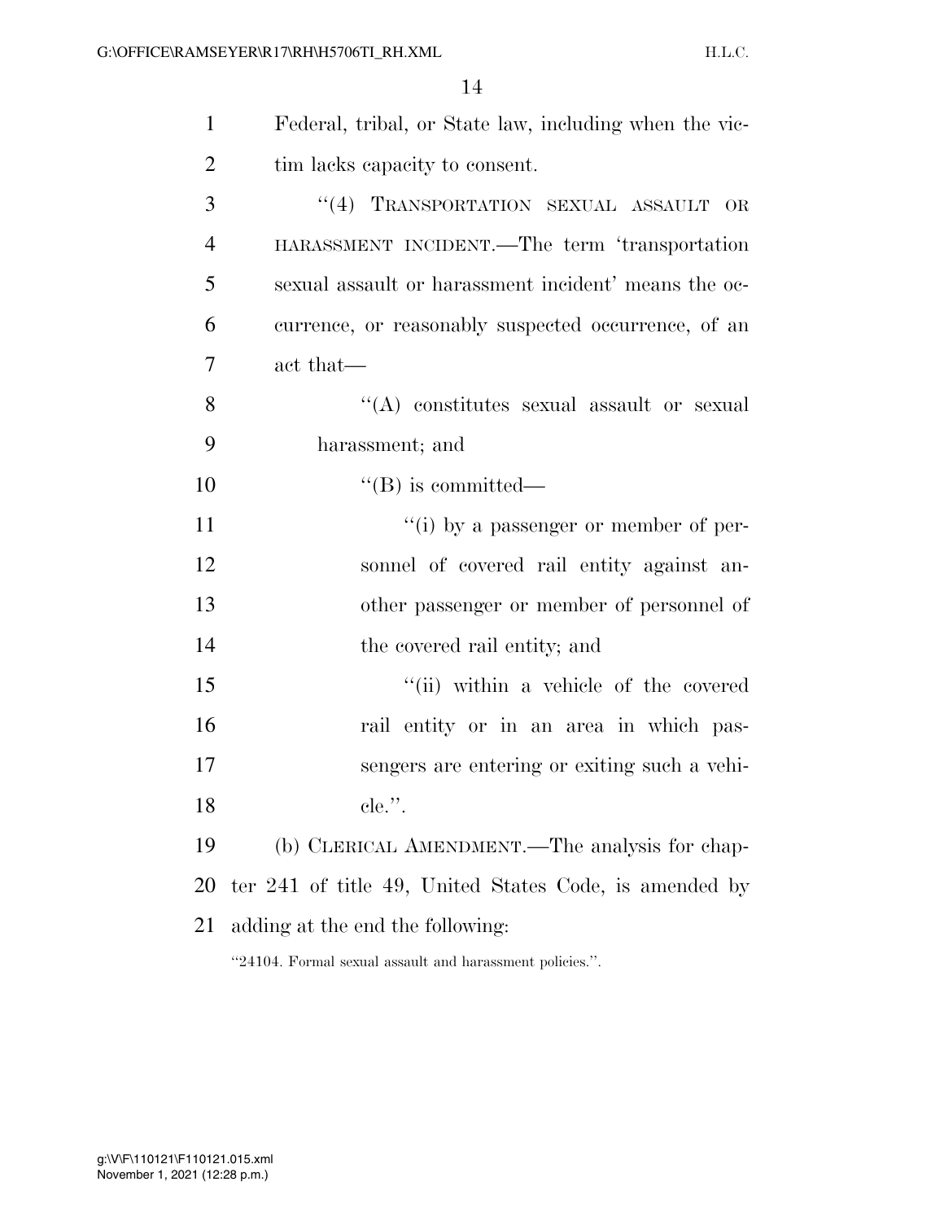Federal, tribal, or State law, including when the victim lacks capacity to consent.

"(4) TRANSPORTATION SEXUAL ASSAULT OR HARASSMENT INCIDENT.—The term 'transportation sexual assault or harassment incident' means the occurrence, or reasonably suspected occurrence, of an act that—

"(A) constitutes sexual assault or sexual harassment; and

"(B) is committed—

"(i) by a passenger or member of personnel of covered rail entity against another passenger or member of personnel of the covered rail entity; and

"(ii) within a vehicle of the covered rail entity or in an area in which passengers are entering or exiting such a vehicle.".

(b) CLERICAL AMENDMENT.—The analysis for chapter 241 of title 49, United States Code, is amended by adding at the end the following:

"24104. Formal sexual assault and harassment policies.".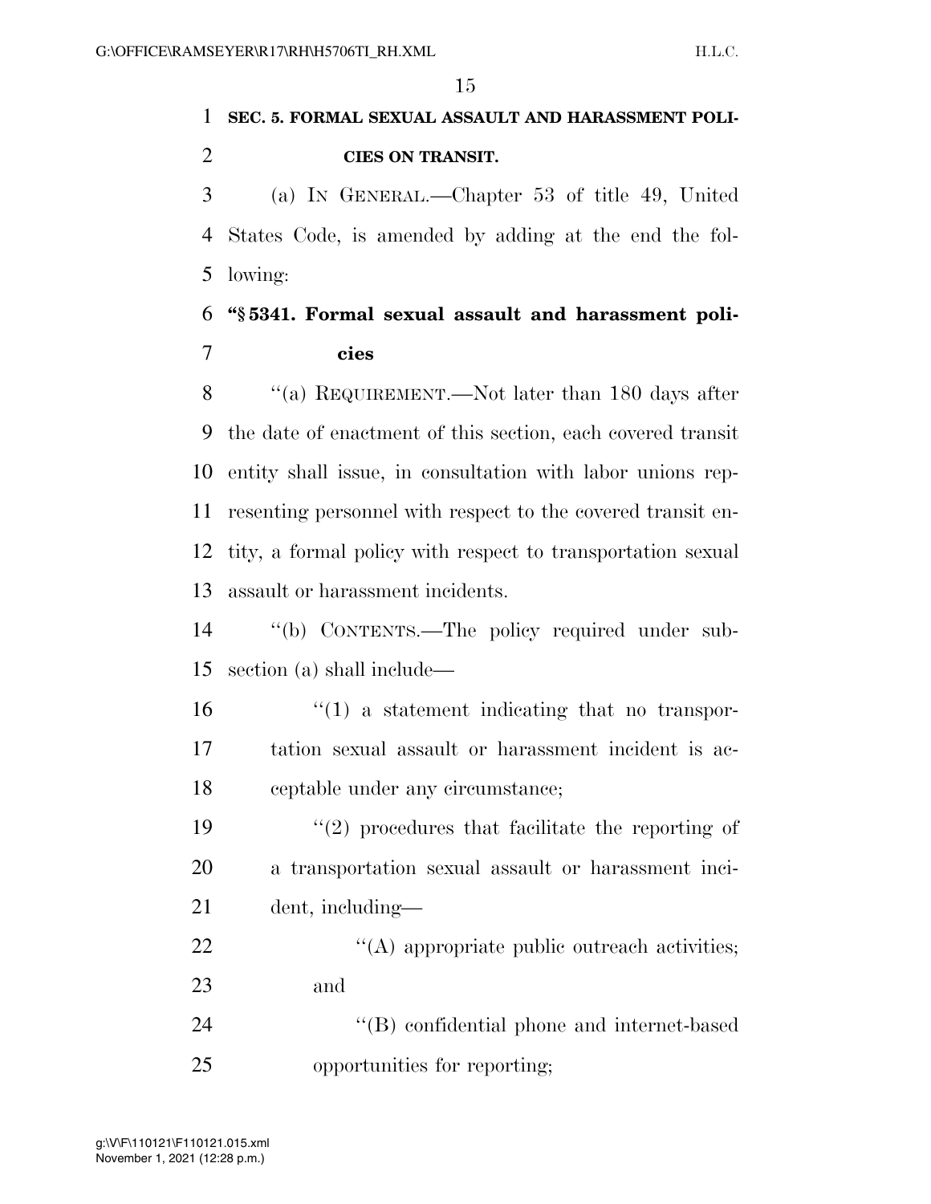**SEC. 5. FORMAL SEXUAL ASSAULT AND HARASSMENT POLICIES ON TRANSIT.**

(a) IN GENERAL.—Chapter 53 of title 49, United States Code, is amended by adding at the end the following:

**"§ 5341. Formal sexual assault and harassment policies**

"(a) REQUIREMENT.—Not later than 180 days after the date of enactment of this section, each covered transit entity shall issue, in consultation with labor unions representing personnel with respect to the covered transit entity, a formal policy with respect to transportation sexual assault or harassment incidents.

"(b) CONTENTS.—The policy required under subsection (a) shall include—

"(1) a statement indicating that no transportation sexual assault or harassment incident is acceptable under any circumstance;

"(2) procedures that facilitate the reporting of a transportation sexual assault or harassment incident, including—

"(A) appropriate public outreach activities; and

"(B) confidential phone and internet-based opportunities for reporting;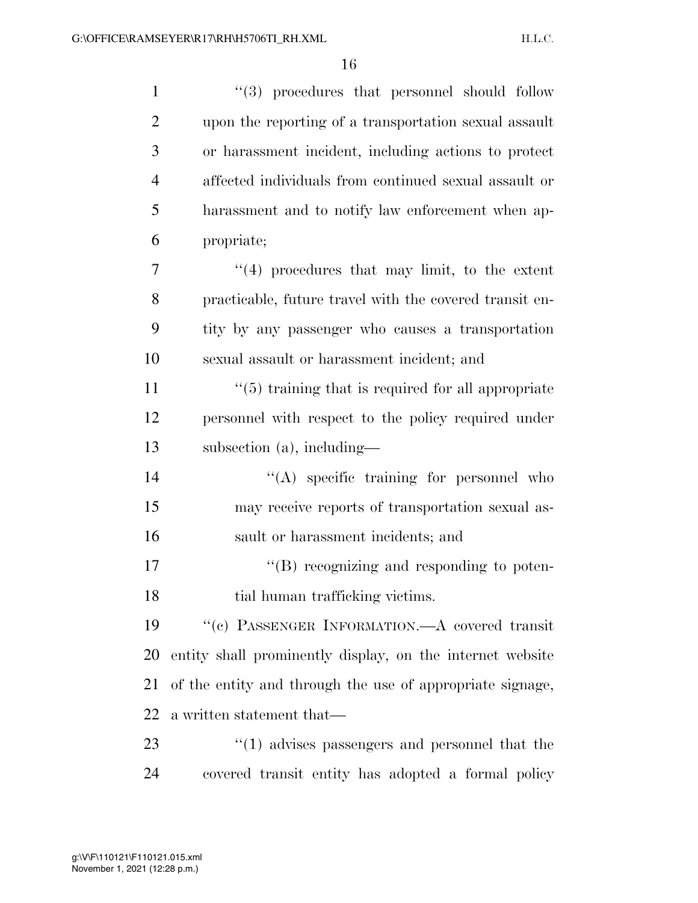"(3) procedures that personnel should follow upon the reporting of a transportation sexual assault or harassment incident, including actions to protect affected individuals from continued sexual assault or harassment and to notify law enforcement when appropriate;

"(4) procedures that may limit, to the extent practicable, future travel with the covered transit entity by any passenger who causes a transportation sexual assault or harassment incident; and

"(5) training that is required for all appropriate personnel with respect to the policy required under subsection (a), including—

"(A) specific training for personnel who may receive reports of transportation sexual assault or harassment incidents; and

"(B) recognizing and responding to potential human trafficking victims.

"(c) PASSENGER INFORMATION.—A covered transit entity shall prominently display, on the internet website of the entity and through the use of appropriate signage, a written statement that—

"(1) advises passengers and personnel that the covered transit entity has adopted a formal policy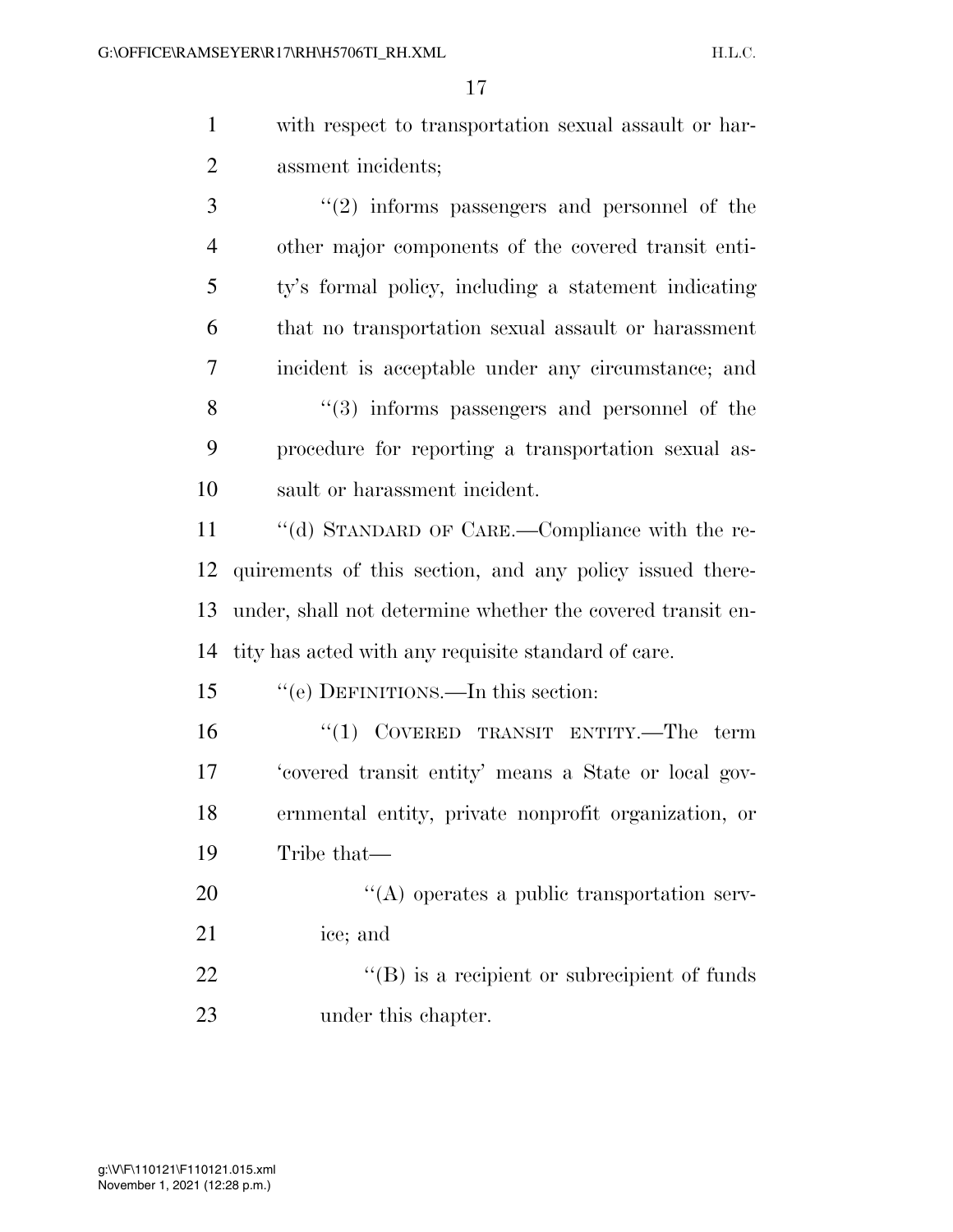with respect to transportation sexual assault or harassment incidents;

''(2) informs passengers and personnel of the other major components of the covered transit entity's formal policy, including a statement indicating that no transportation sexual assault or harassment incident is acceptable under any circumstance; and

''(3) informs passengers and personnel of the procedure for reporting a transportation sexual assault or harassment incident.

''(d) STANDARD OF CARE.—Compliance with the requirements of this section, and any policy issued thereunder, shall not determine whether the covered transit entity has acted with any requisite standard of care.

''(e) DEFINITIONS.—In this section:

''(1) COVERED TRANSIT ENTITY.—The term 'covered transit entity' means a State or local governmental entity, private nonprofit organization, or Tribe that—

''(A) operates a public transportation service; and

''(B) is a recipient or subrecipient of funds under this chapter.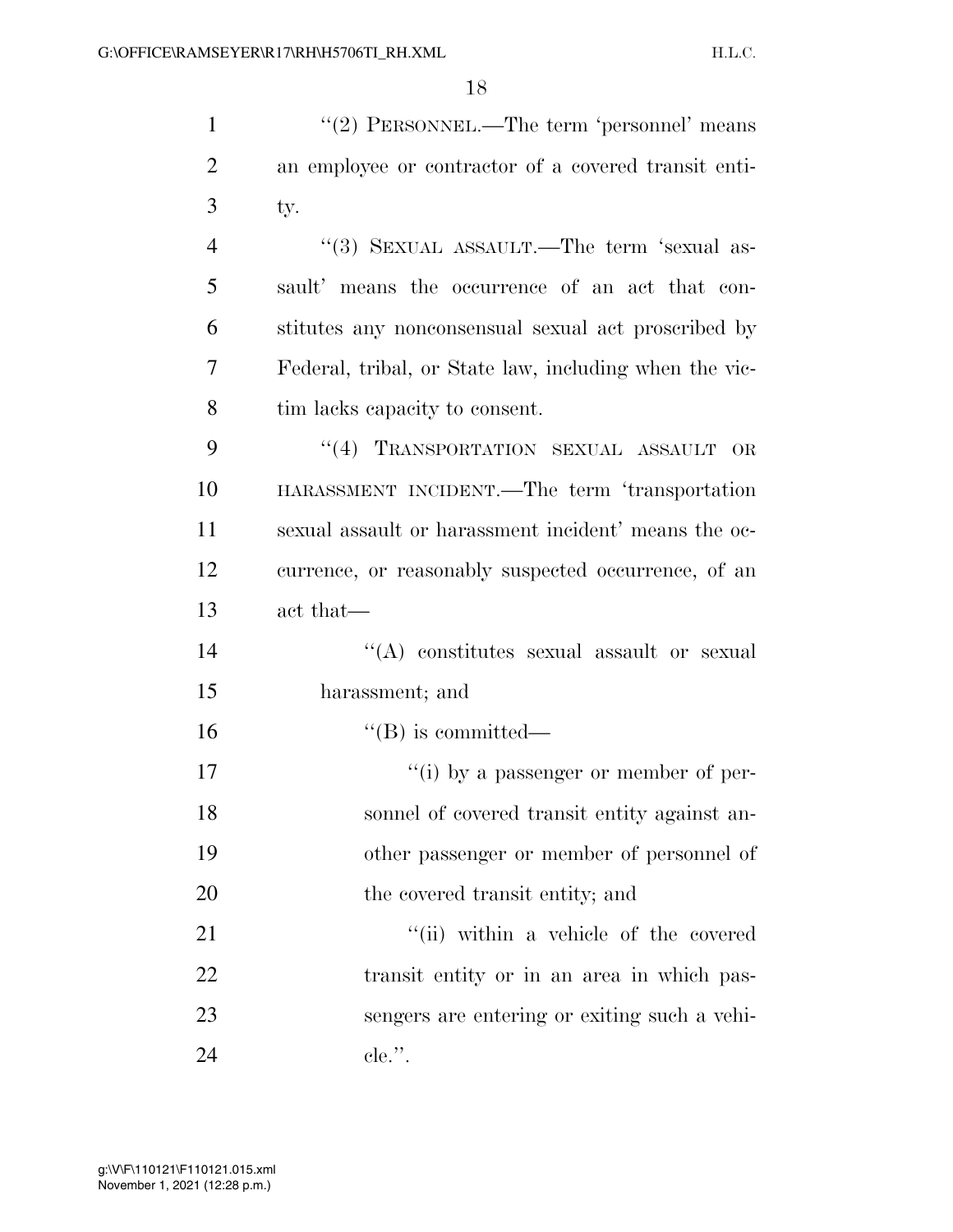"(2) PERSONNEL.—The term 'personnel' means an employee or contractor of a covered transit entity.

"(3) SEXUAL ASSAULT.—The term 'sexual assault' means the occurrence of an act that constitutes any nonconsensual sexual act proscribed by Federal, tribal, or State law, including when the victim lacks capacity to consent.

"(4) TRANSPORTATION SEXUAL ASSAULT OR HARASSMENT INCIDENT.—The term 'transportation sexual assault or harassment incident' means the occurrence, or reasonably suspected occurrence, of an act that—

"(A) constitutes sexual assault or sexual harassment; and

"(B) is committed—

"(i) by a passenger or member of personnel of covered transit entity against another passenger or member of personnel of the covered transit entity; and

"(ii) within a vehicle of the covered transit entity or in an area in which passengers are entering or exiting such a vehicle.".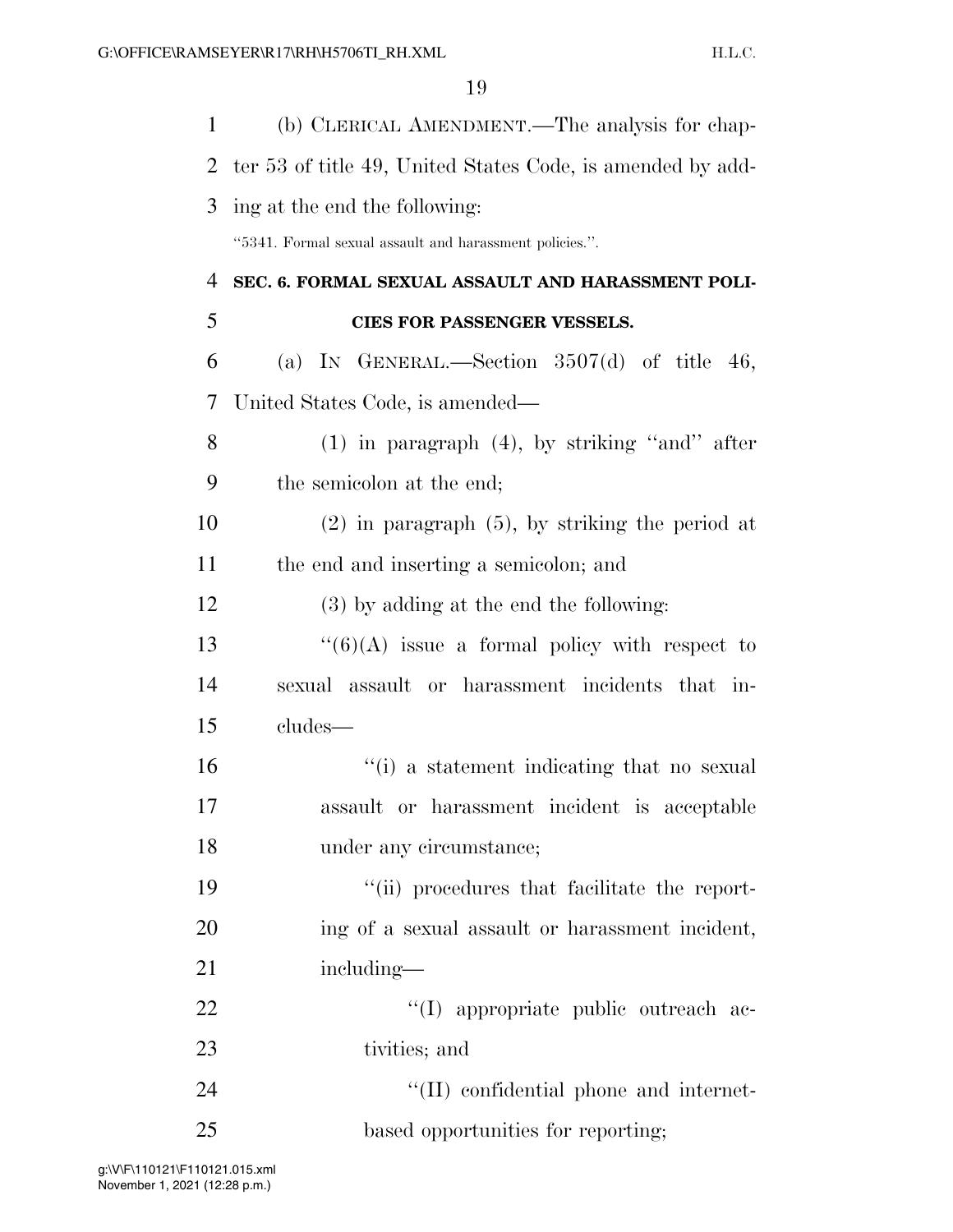(b) CLERICAL AMENDMENT.—The analysis for chapter 53 of title 49, United States Code, is amended by adding at the end the following:

"5341. Formal sexual assault and harassment policies.".

**SEC. 6. FORMAL SEXUAL ASSAULT AND HARASSMENT POLICIES FOR PASSENGER VESSELS.**

(a) IN GENERAL.—Section 3507(d) of title 46, United States Code, is amended—

(1) in paragraph (4), by striking "and" after the semicolon at the end;

(2) in paragraph (5), by striking the period at the end and inserting a semicolon; and

(3) by adding at the end the following:

"(6)(A) issue a formal policy with respect to sexual assault or harassment incidents that includes—

"(i) a statement indicating that no sexual assault or harassment incident is acceptable under any circumstance;

"(ii) procedures that facilitate the reporting of a sexual assault or harassment incident, including—

"(I) appropriate public outreach activities; and

"(II) confidential phone and internet-based opportunities for reporting;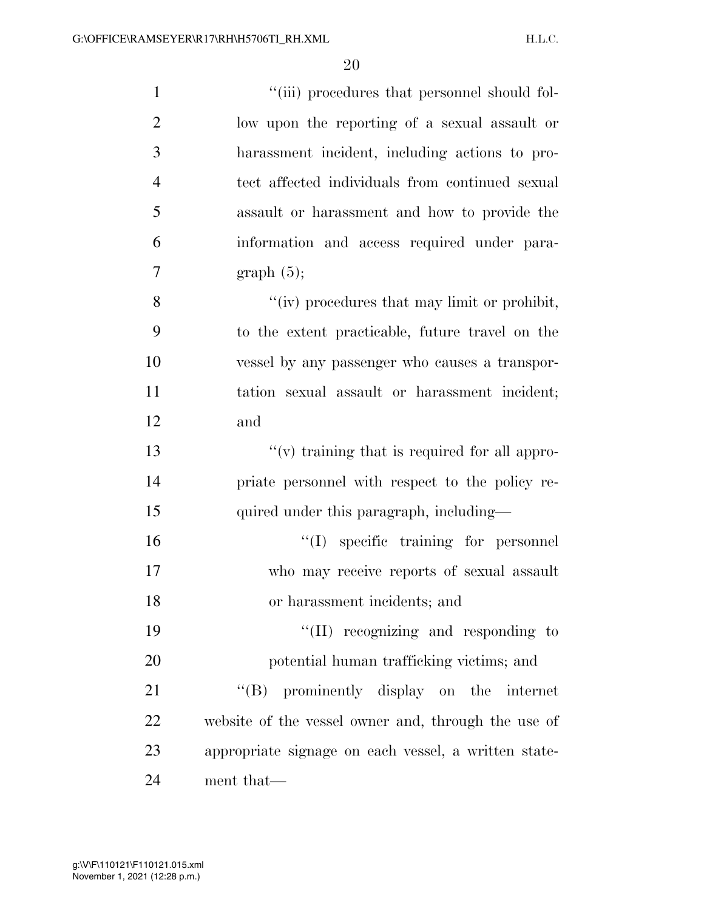''(iii) procedures that personnel should follow upon the reporting of a sexual assault or harassment incident, including actions to protect affected individuals from continued sexual assault or harassment and how to provide the information and access required under paragraph (5);

''(iv) procedures that may limit or prohibit, to the extent practicable, future travel on the vessel by any passenger who causes a transportation sexual assault or harassment incident; and

''(v) training that is required for all appropriate personnel with respect to the policy required under this paragraph, including—

''(I) specific training for personnel who may receive reports of sexual assault or harassment incidents; and

''(II) recognizing and responding to potential human trafficking victims; and

''(B) prominently display on the internet website of the vessel owner and, through the use of appropriate signage on each vessel, a written statement that—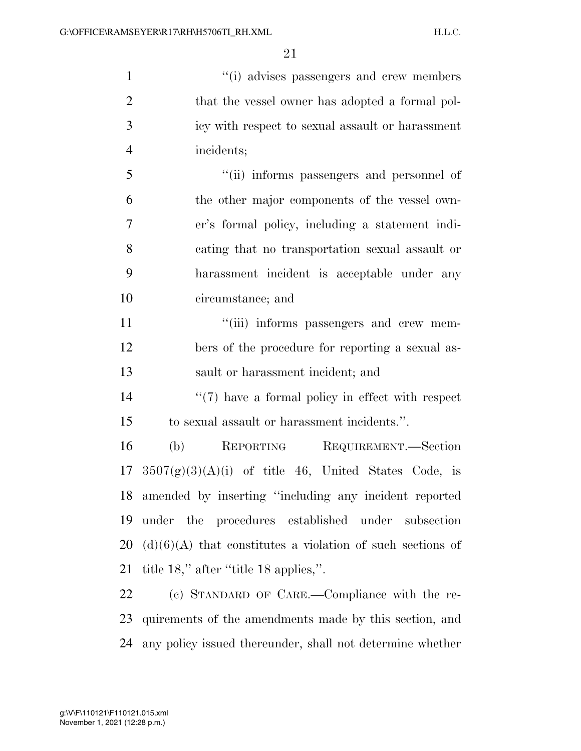"(i) advises passengers and crew members that the vessel owner has adopted a formal policy with respect to sexual assault or harassment incidents;

"(ii) informs passengers and personnel of the other major components of the vessel owner's formal policy, including a statement indicating that no transportation sexual assault or harassment incident is acceptable under any circumstance; and

"(iii) informs passengers and crew members of the procedure for reporting a sexual assault or harassment incident; and

"(7) have a formal policy in effect with respect to sexual assault or harassment incidents.".

(b) REPORTING REQUIREMENT.—Section 3507(g)(3)(A)(i) of title 46, United States Code, is amended by inserting "including any incident reported under the procedures established under subsection (d)(6)(A) that constitutes a violation of such sections of title 18," after "title 18 applies,".

(c) STANDARD OF CARE.—Compliance with the requirements of the amendments made by this section, and any policy issued thereunder, shall not determine whether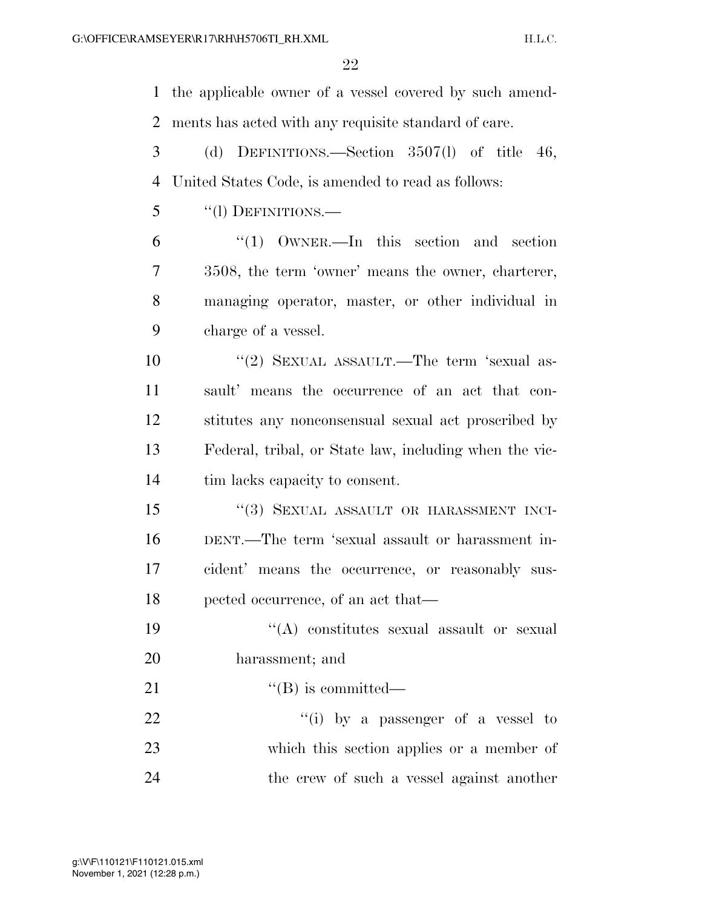the applicable owner of a vessel covered by such amendments has acted with any requisite standard of care.

(d) DEFINITIONS.—Section 3507(l) of title 46, United States Code, is amended to read as follows:

"(l) DEFINITIONS.—

"(1) OWNER.—In this section and section 3508, the term 'owner' means the owner, charterer, managing operator, master, or other individual in charge of a vessel.

"(2) SEXUAL ASSAULT.—The term 'sexual assault' means the occurrence of an act that constitutes any nonconsensual sexual act proscribed by Federal, tribal, or State law, including when the victim lacks capacity to consent.

"(3) SEXUAL ASSAULT OR HARASSMENT INCIDENT.—The term 'sexual assault or harassment incident' means the occurrence, or reasonably suspected occurrence, of an act that—

"(A) constitutes sexual assault or sexual harassment; and

"(B) is committed—

"(i) by a passenger of a vessel to which this section applies or a member of the crew of such a vessel against another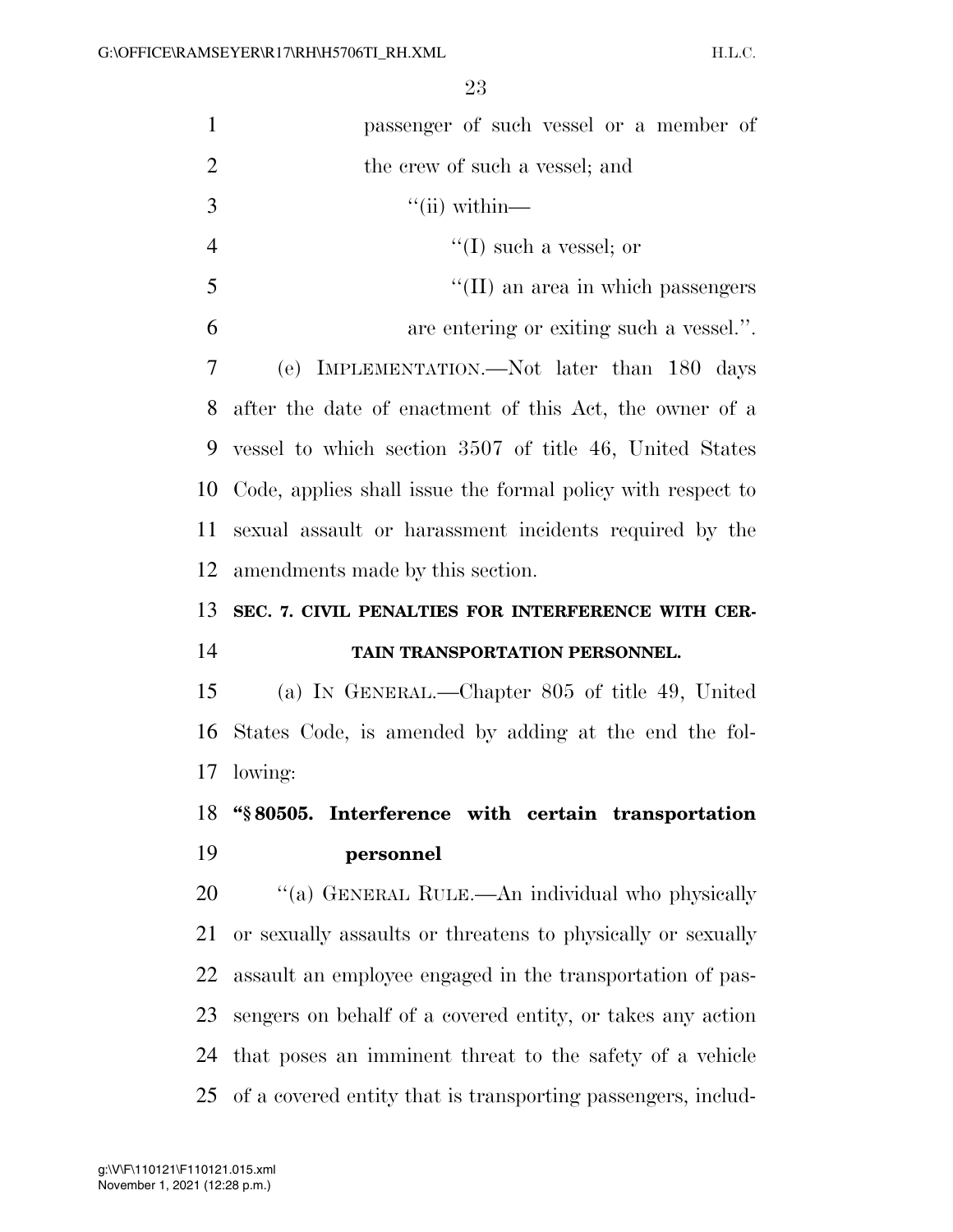passenger of such vessel or a member of the crew of such a vessel; and

''(ii) within—

''(I) such a vessel; or

''(II) an area in which passengers are entering or exiting such a vessel.''.

(e) IMPLEMENTATION.—Not later than 180 days after the date of enactment of this Act, the owner of a vessel to which section 3507 of title 46, United States Code, applies shall issue the formal policy with respect to sexual assault or harassment incidents required by the amendments made by this section.

**SEC. 7. CIVIL PENALTIES FOR INTERFERENCE WITH CERTAIN TRANSPORTATION PERSONNEL.**

(a) IN GENERAL.—Chapter 805 of title 49, United States Code, is amended by adding at the end the following:

**''§ 80505. Interference with certain transportation personnel**

''(a) GENERAL RULE.—An individual who physically or sexually assaults or threatens to physically or sexually assault an employee engaged in the transportation of passengers on behalf of a covered entity, or takes any action that poses an imminent threat to the safety of a vehicle of a covered entity that is transporting passengers, includ-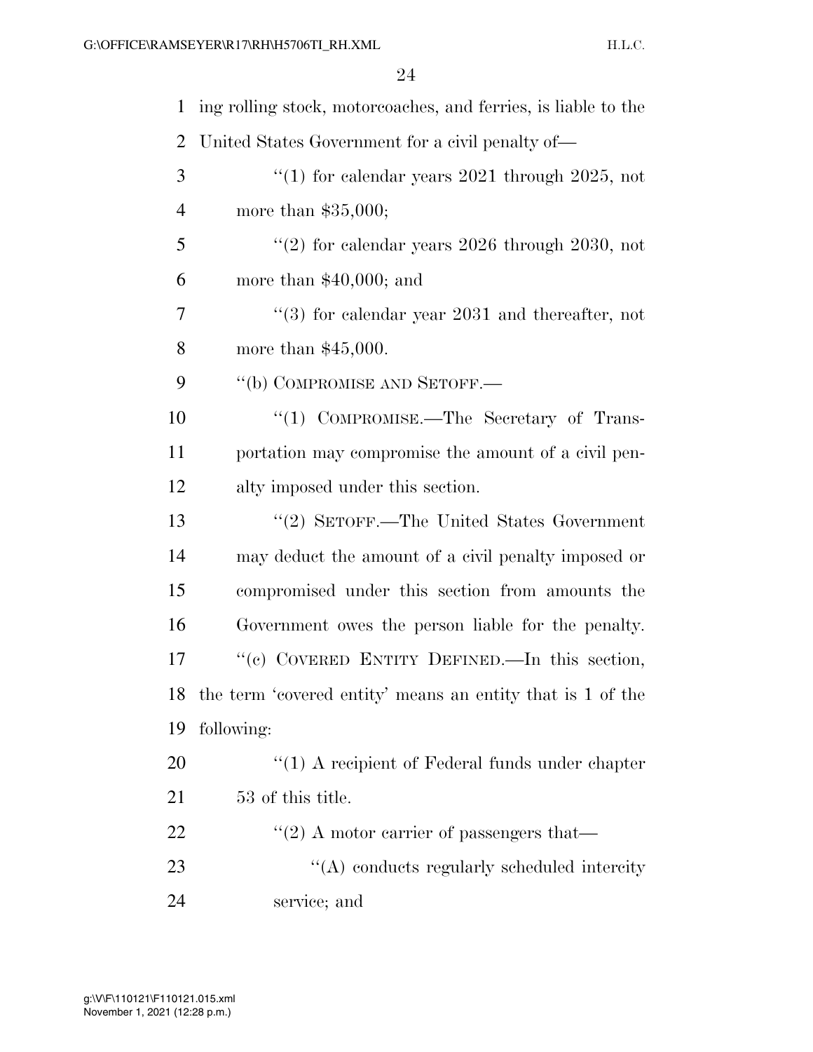ing rolling stock, motorcoaches, and ferries, is liable to the United States Government for a civil penalty of—

"(1) for calendar years 2021 through 2025, not more than $35,000;

"(2) for calendar years 2026 through 2030, not more than $40,000; and

"(3) for calendar year 2031 and thereafter, not more than $45,000.

"(b) COMPROMISE AND SETOFF.—

"(1) COMPROMISE.—The Secretary of Transportation may compromise the amount of a civil penalty imposed under this section.

"(2) SETOFF.—The United States Government may deduct the amount of a civil penalty imposed or compromised under this section from amounts the Government owes the person liable for the penalty.

"(c) COVERED ENTITY DEFINED.—In this section, the term 'covered entity' means an entity that is 1 of the following:

"(1) A recipient of Federal funds under chapter 53 of this title.

"(2) A motor carrier of passengers that—

"(A) conducts regularly scheduled intercity service; and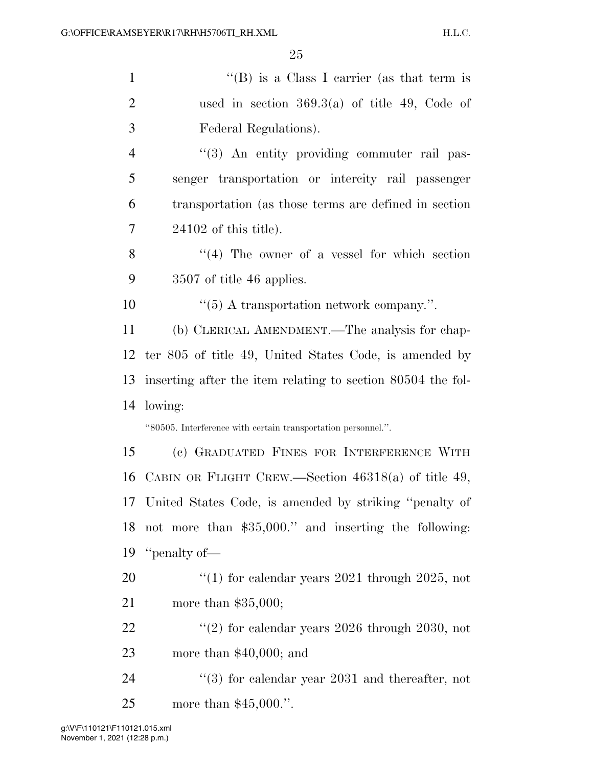"(B) is a Class I carrier (as that term is used in section 369.3(a) of title 49, Code of Federal Regulations).

"(3) An entity providing commuter rail passenger transportation or intercity rail passenger transportation (as those terms are defined in section 24102 of this title).

"(4) The owner of a vessel for which section 3507 of title 46 applies.

"(5) A transportation network company.".

(b) CLERICAL AMENDMENT.—The analysis for chapter 805 of title 49, United States Code, is amended by inserting after the item relating to section 80504 the following:

"80505. Interference with certain transportation personnel.".

(c) GRADUATED FINES FOR INTERFERENCE WITH CABIN OR FLIGHT CREW.—Section 46318(a) of title 49, United States Code, is amended by striking "penalty of not more than $35,000." and inserting the following: "penalty of—

"(1) for calendar years 2021 through 2025, not more than $35,000;

"(2) for calendar years 2026 through 2030, not more than $40,000; and

"(3) for calendar year 2031 and thereafter, not more than $45,000.".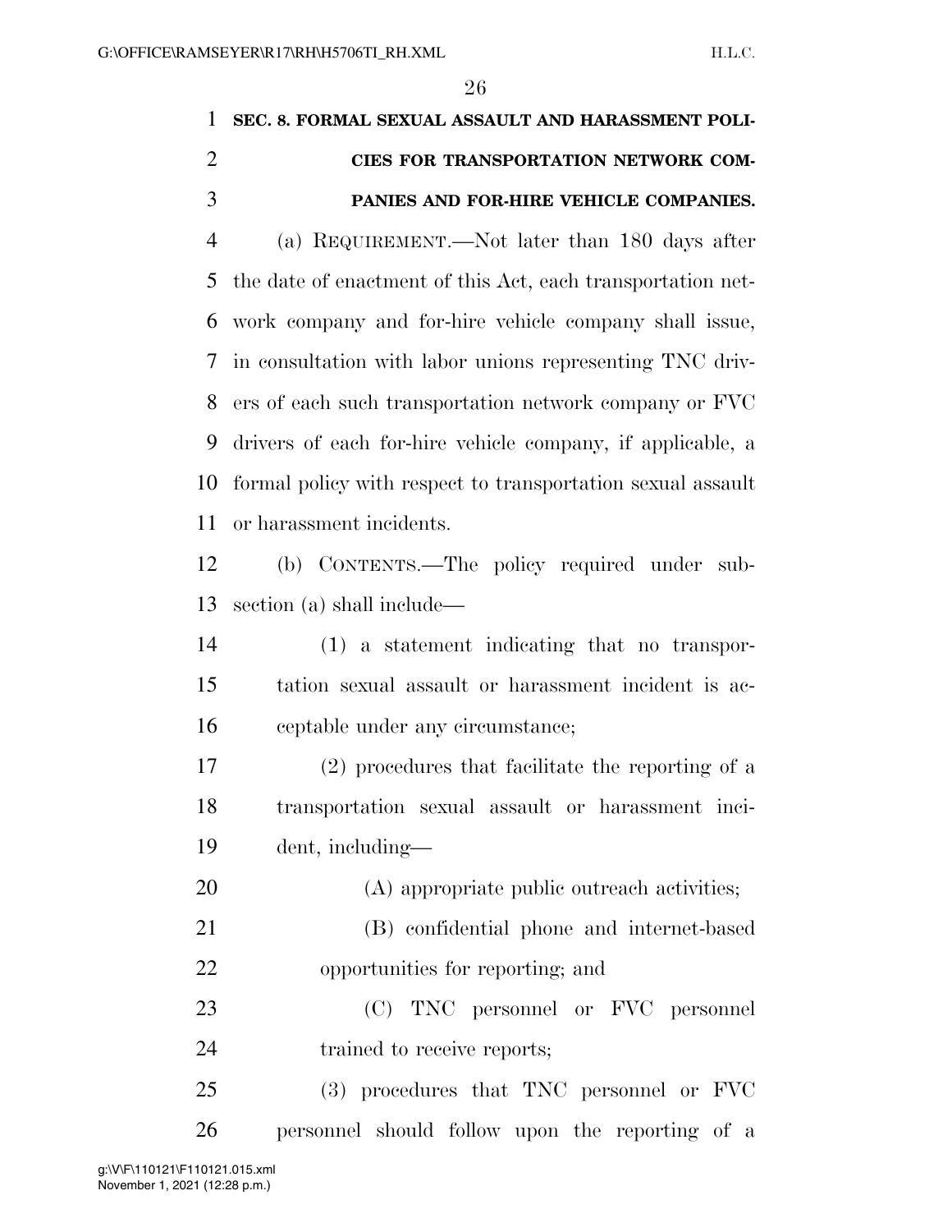## SEC. 8. FORMAL SEXUAL ASSAULT AND HARASSMENT POLICIES FOR TRANSPORTATION NETWORK COMPANIES AND FOR-HIRE VEHICLE COMPANIES.

(a) REQUIREMENT.—Not later than 180 days after the date of enactment of this Act, each transportation network company and for-hire vehicle company shall issue, in consultation with labor unions representing TNC drivers of each such transportation network company or FVC drivers of each for-hire vehicle company, if applicable, a formal policy with respect to transportation sexual assault or harassment incidents.

(b) CONTENTS.—The policy required under subsection (a) shall include—

(1) a statement indicating that no transportation sexual assault or harassment incident is acceptable under any circumstance;

(2) procedures that facilitate the reporting of a transportation sexual assault or harassment incident, including—

(A) appropriate public outreach activities;

(B) confidential phone and internet-based opportunities for reporting; and

(C) TNC personnel or FVC personnel trained to receive reports;

(3) procedures that TNC personnel or FVC personnel should follow upon the reporting of a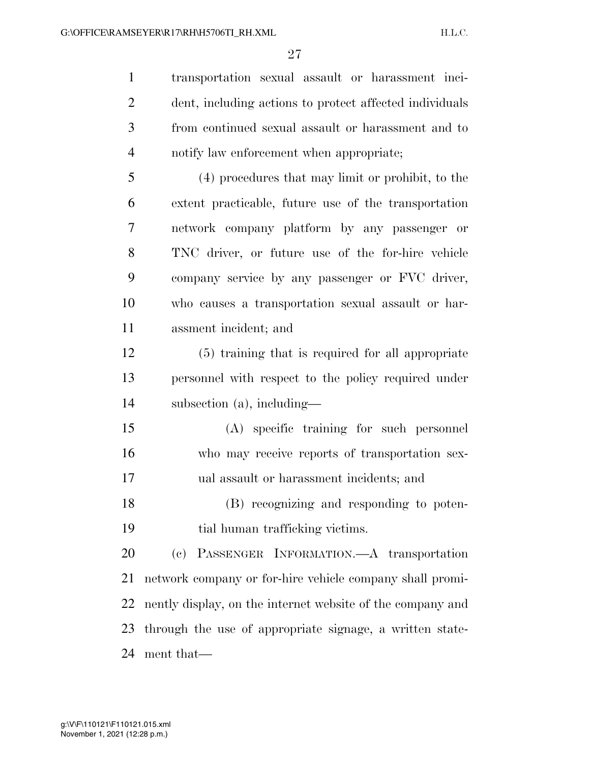transportation sexual assault or harassment incident, including actions to protect affected individuals from continued sexual assault or harassment and to notify law enforcement when appropriate;

(4) procedures that may limit or prohibit, to the extent practicable, future use of the transportation network company platform by any passenger or TNC driver, or future use of the for-hire vehicle company service by any passenger or FVC driver, who causes a transportation sexual assault or harassment incident; and

(5) training that is required for all appropriate personnel with respect to the policy required under subsection (a), including—

(A) specific training for such personnel who may receive reports of transportation sexual assault or harassment incidents; and

(B) recognizing and responding to potential human trafficking victims.

(c) PASSENGER INFORMATION.—A transportation network company or for-hire vehicle company shall prominently display, on the internet website of the company and through the use of appropriate signage, a written statement that—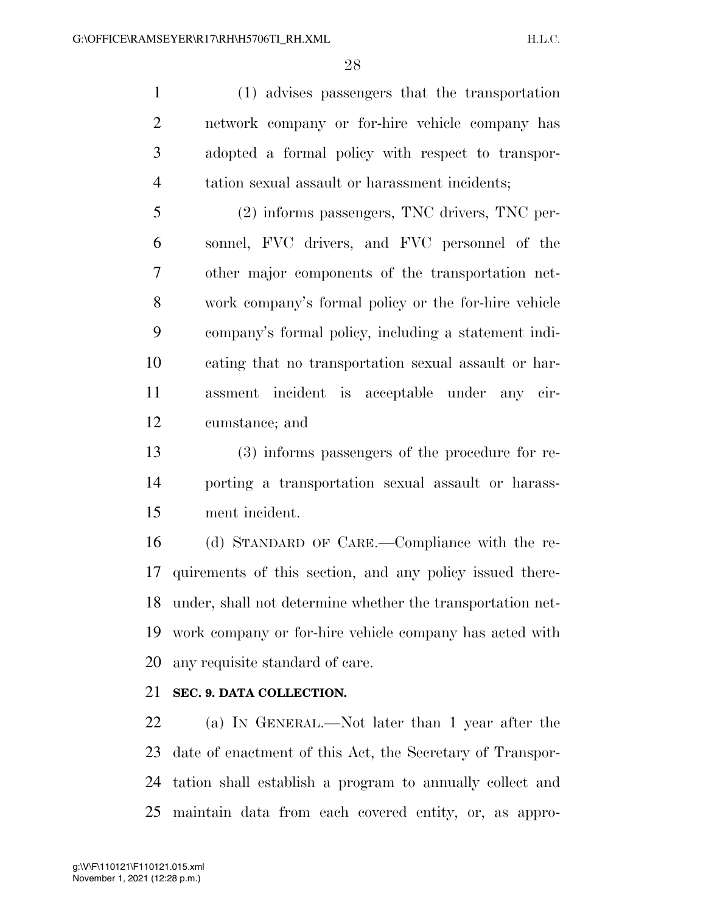(1) advises passengers that the transportation network company or for-hire vehicle company has adopted a formal policy with respect to transportation sexual assault or harassment incidents;

(2) informs passengers, TNC drivers, TNC personnel, FVC drivers, and FVC personnel of the other major components of the transportation network company's formal policy or the for-hire vehicle company's formal policy, including a statement indicating that no transportation sexual assault or harassment incident is acceptable under any circumstance; and

(3) informs passengers of the procedure for reporting a transportation sexual assault or harassment incident.

(d) STANDARD OF CARE.—Compliance with the requirements of this section, and any policy issued thereunder, shall not determine whether the transportation network company or for-hire vehicle company has acted with any requisite standard of care.

**SEC. 9. DATA COLLECTION.**

(a) IN GENERAL.—Not later than 1 year after the date of enactment of this Act, the Secretary of Transportation shall establish a program to annually collect and maintain data from each covered entity, or, as appro-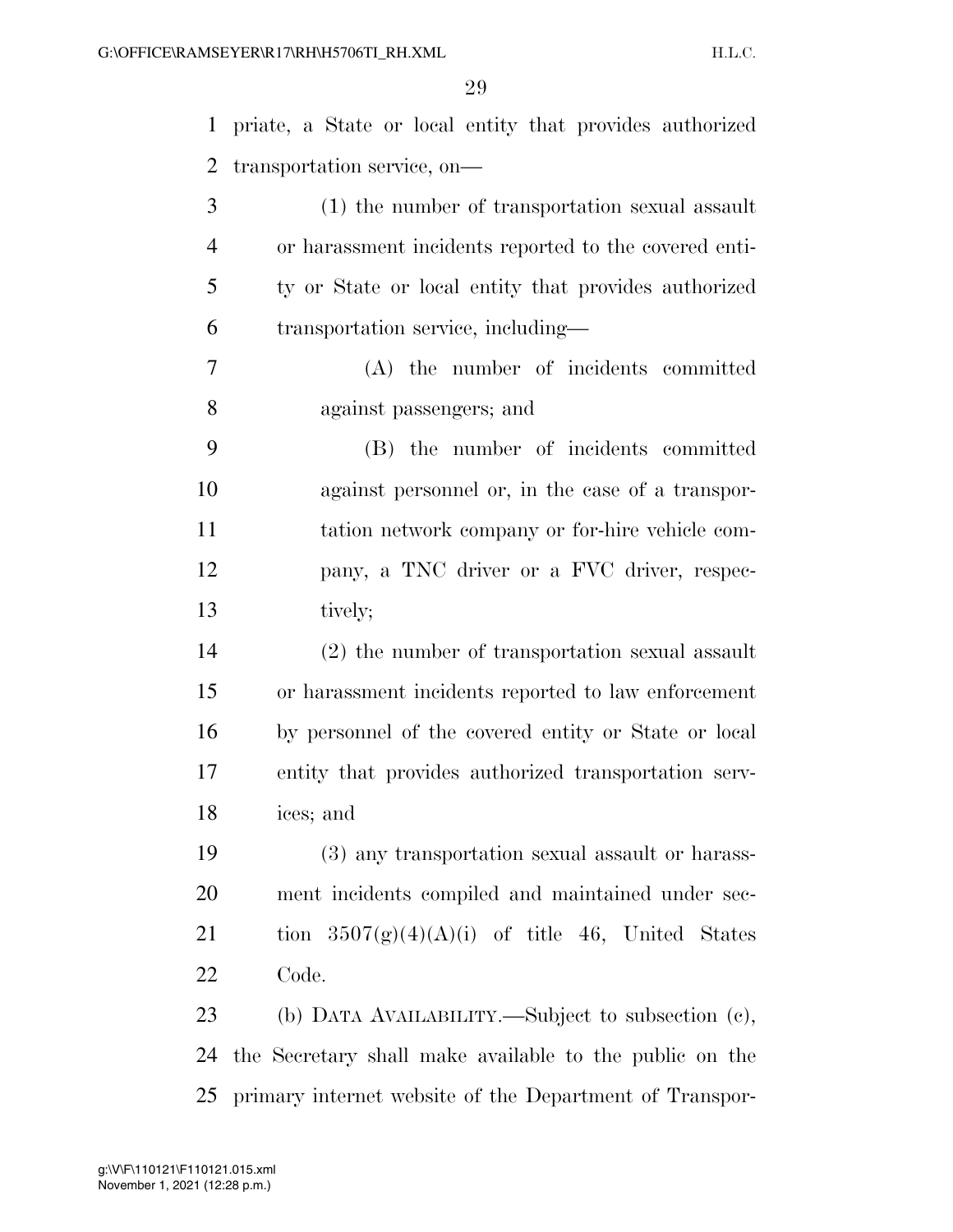priate, a State or local entity that provides authorized transportation service, on—

(1) the number of transportation sexual assault or harassment incidents reported to the covered entity or State or local entity that provides authorized transportation service, including—

(A) the number of incidents committed against passengers; and

(B) the number of incidents committed against personnel or, in the case of a transportation network company or for-hire vehicle company, a TNC driver or a FVC driver, respectively;

(2) the number of transportation sexual assault or harassment incidents reported to law enforcement by personnel of the covered entity or State or local entity that provides authorized transportation services; and

(3) any transportation sexual assault or harassment incidents compiled and maintained under section 3507(g)(4)(A)(i) of title 46, United States Code.

(b) DATA AVAILABILITY.—Subject to subsection (c), the Secretary shall make available to the public on the primary internet website of the Department of Transpor-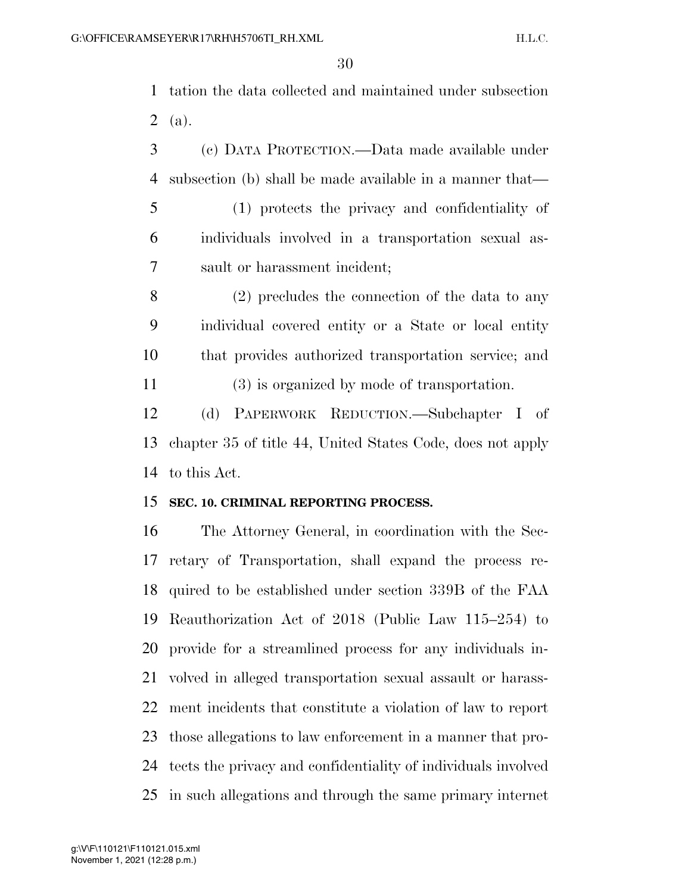tation the data collected and maintained under subsection (a).

(c) DATA PROTECTION.—Data made available under subsection (b) shall be made available in a manner that—

(1) protects the privacy and confidentiality of individuals involved in a transportation sexual assault or harassment incident;

(2) precludes the connection of the data to any individual covered entity or a State or local entity that provides authorized transportation service; and

(3) is organized by mode of transportation.

(d) PAPERWORK REDUCTION.—Subchapter I of chapter 35 of title 44, United States Code, does not apply to this Act.

## SEC. 10. CRIMINAL REPORTING PROCESS.

The Attorney General, in coordination with the Secretary of Transportation, shall expand the process required to be established under section 339B of the FAA Reauthorization Act of 2018 (Public Law 115–254) to provide for a streamlined process for any individuals involved in alleged transportation sexual assault or harassment incidents that constitute a violation of law to report those allegations to law enforcement in a manner that protects the privacy and confidentiality of individuals involved in such allegations and through the same primary internet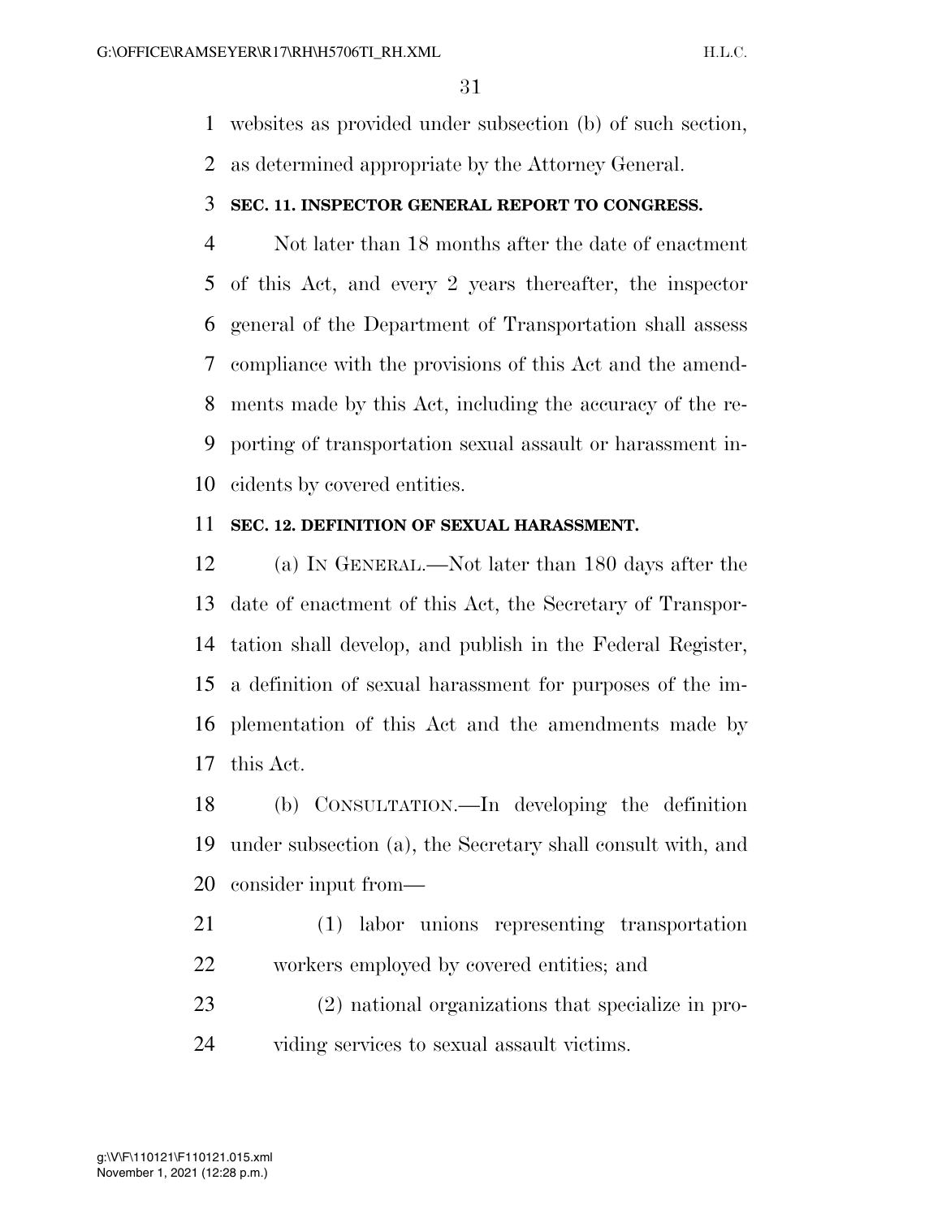websites as provided under subsection (b) of such section, as determined appropriate by the Attorney General.

**SEC. 11. INSPECTOR GENERAL REPORT TO CONGRESS.**

Not later than 18 months after the date of enactment of this Act, and every 2 years thereafter, the inspector general of the Department of Transportation shall assess compliance with the provisions of this Act and the amendments made by this Act, including the accuracy of the reporting of transportation sexual assault or harassment incidents by covered entities.

**SEC. 12. DEFINITION OF SEXUAL HARASSMENT.**

(a) IN GENERAL.—Not later than 180 days after the date of enactment of this Act, the Secretary of Transportation shall develop, and publish in the Federal Register, a definition of sexual harassment for purposes of the implementation of this Act and the amendments made by this Act.

(b) CONSULTATION.—In developing the definition under subsection (a), the Secretary shall consult with, and consider input from—

(1) labor unions representing transportation workers employed by covered entities; and

(2) national organizations that specialize in providing services to sexual assault victims.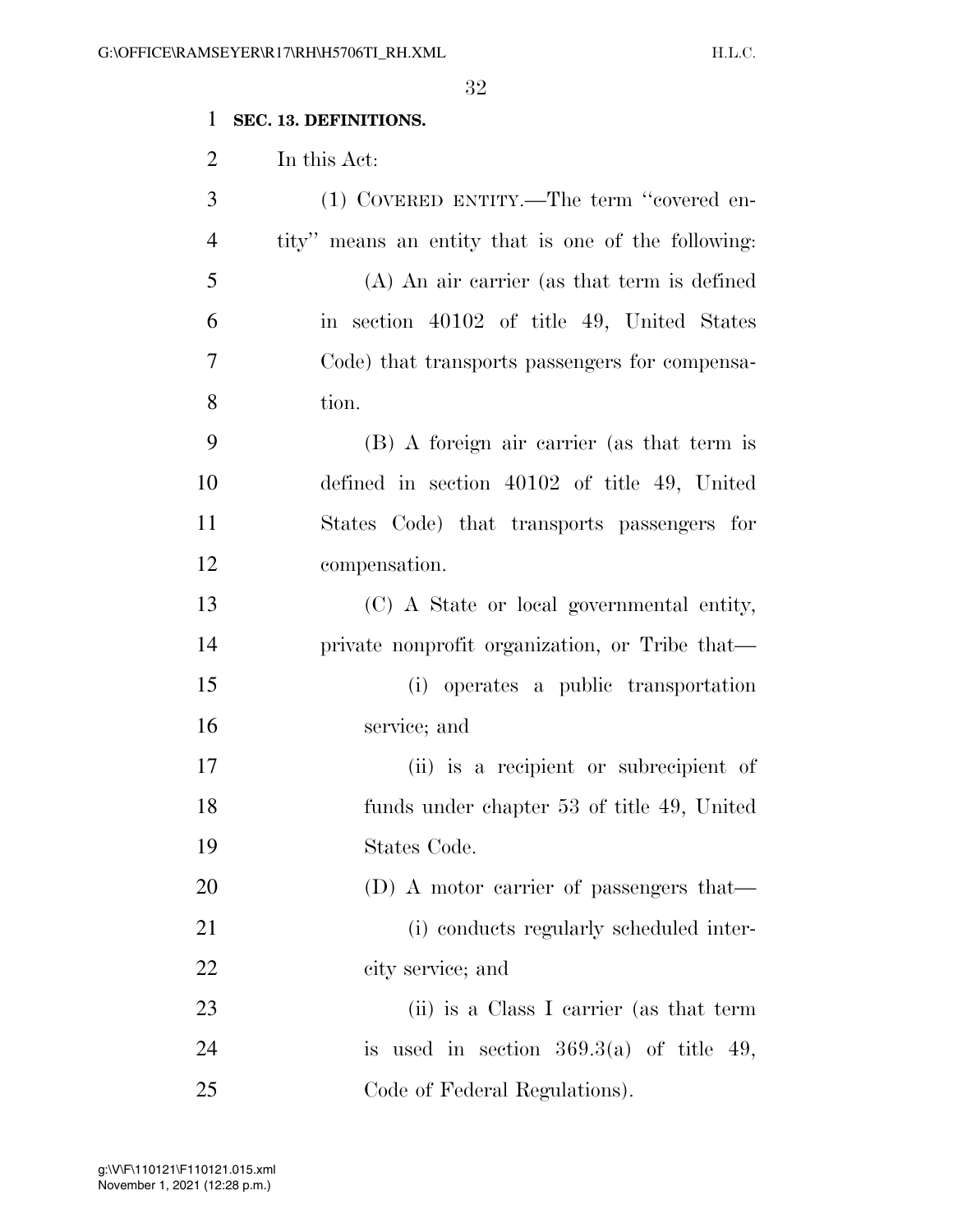**SEC. 13. DEFINITIONS.**

In this Act:

(1) COVERED ENTITY.—The term "covered entity" means an entity that is one of the following:

(A) An air carrier (as that term is defined in section 40102 of title 49, United States Code) that transports passengers for compensation.

(B) A foreign air carrier (as that term is defined in section 40102 of title 49, United States Code) that transports passengers for compensation.

(C) A State or local governmental entity, private nonprofit organization, or Tribe that—

(i) operates a public transportation service; and

(ii) is a recipient or subrecipient of funds under chapter 53 of title 49, United States Code.

(D) A motor carrier of passengers that—

(i) conducts regularly scheduled intercity service; and

(ii) is a Class I carrier (as that term is used in section 369.3(a) of title 49, Code of Federal Regulations).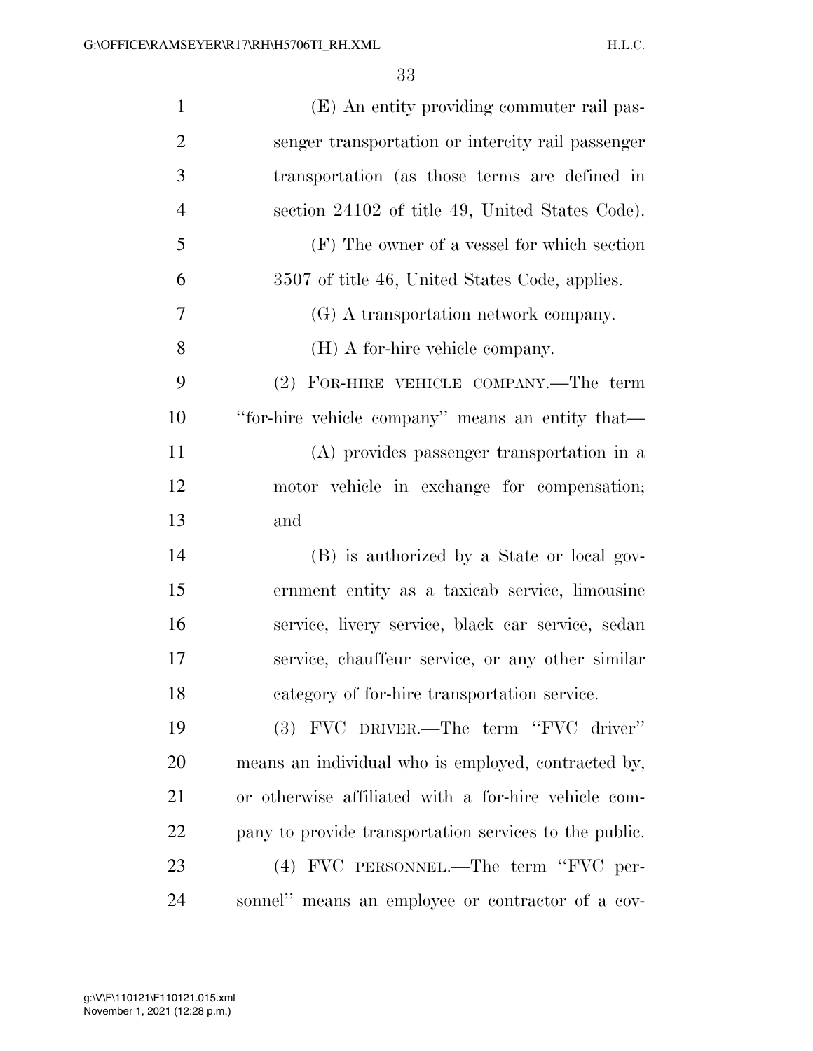(E) An entity providing commuter rail passenger transportation or intercity rail passenger transportation (as those terms are defined in section 24102 of title 49, United States Code).

(F) The owner of a vessel for which section 3507 of title 46, United States Code, applies.

(G) A transportation network company.

(H) A for-hire vehicle company.

(2) FOR-HIRE VEHICLE COMPANY.—The term ''for-hire vehicle company'' means an entity that—

(A) provides passenger transportation in a motor vehicle in exchange for compensation; and

(B) is authorized by a State or local government entity as a taxicab service, limousine service, livery service, black car service, sedan service, chauffeur service, or any other similar category of for-hire transportation service.

(3) FVC DRIVER.—The term ''FVC driver'' means an individual who is employed, contracted by, or otherwise affiliated with a for-hire vehicle company to provide transportation services to the public.

(4) FVC PERSONNEL.—The term ''FVC personnel'' means an employee or contractor of a cov-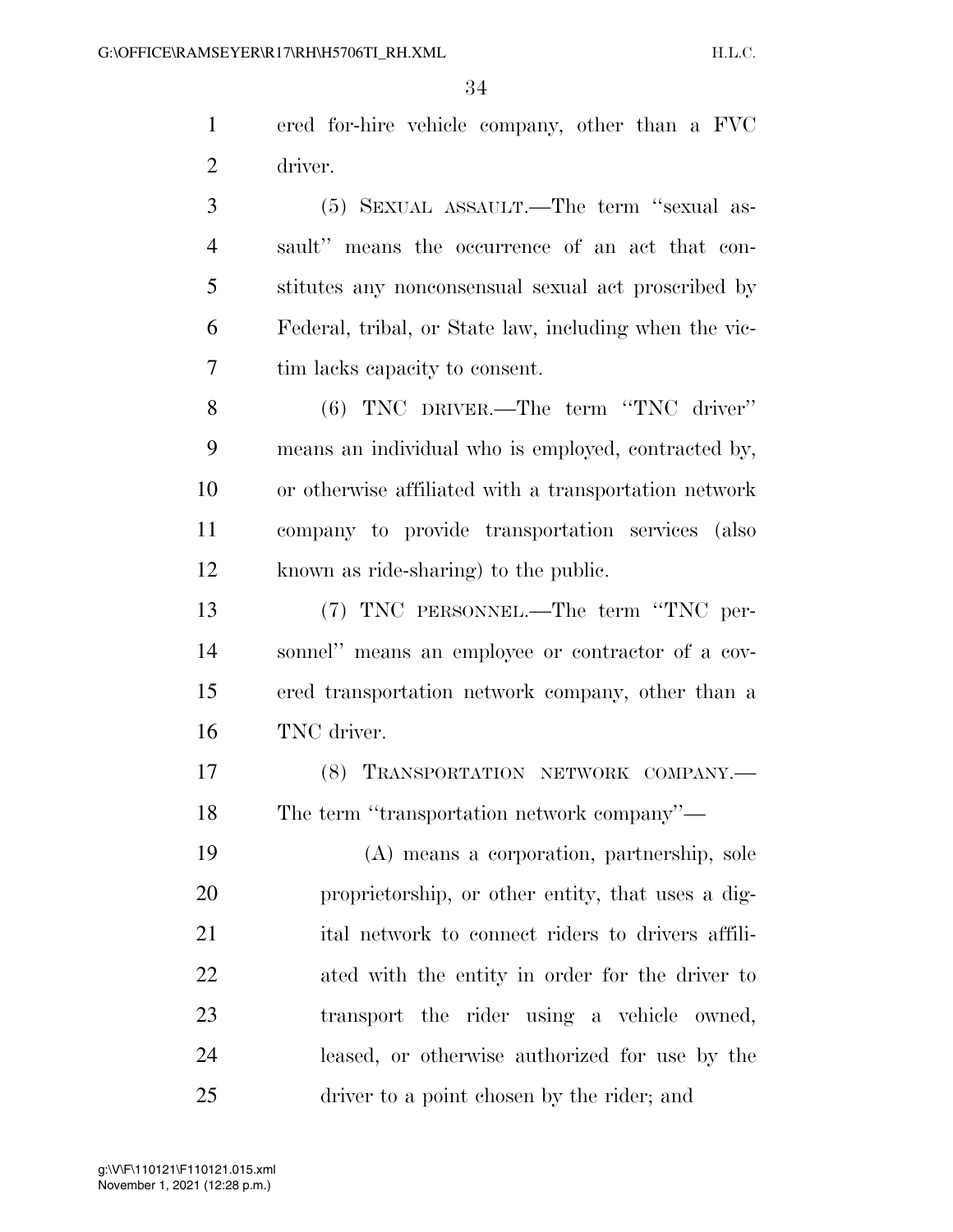ered for-hire vehicle company, other than a FVC driver.

(5) SEXUAL ASSAULT.—The term "sexual assault" means the occurrence of an act that constitutes any nonconsensual sexual act proscribed by Federal, tribal, or State law, including when the victim lacks capacity to consent.

(6) TNC DRIVER.—The term "TNC driver" means an individual who is employed, contracted by, or otherwise affiliated with a transportation network company to provide transportation services (also known as ride-sharing) to the public.

(7) TNC PERSONNEL.—The term "TNC personnel" means an employee or contractor of a covered transportation network company, other than a TNC driver.

(8) TRANSPORTATION NETWORK COMPANY.—The term "transportation network company"—

(A) means a corporation, partnership, sole proprietorship, or other entity, that uses a digital network to connect riders to drivers affiliated with the entity in order for the driver to transport the rider using a vehicle owned, leased, or otherwise authorized for use by the driver to a point chosen by the rider; and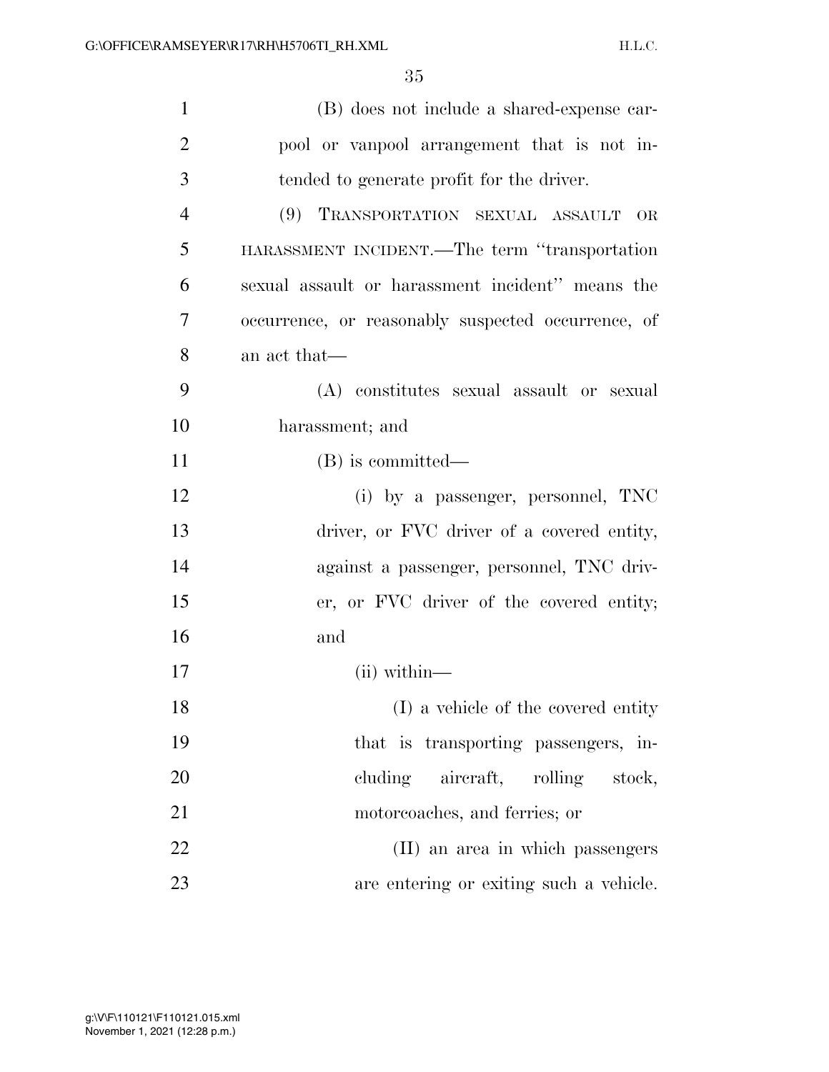(B) does not include a shared-expense carpool or vanpool arrangement that is not intended to generate profit for the driver.

(9) TRANSPORTATION SEXUAL ASSAULT OR HARASSMENT INCIDENT.—The term "transportation sexual assault or harassment incident" means the occurrence, or reasonably suspected occurrence, of an act that—

(A) constitutes sexual assault or sexual harassment; and

(B) is committed—

(i) by a passenger, personnel, TNC driver, or FVC driver of a covered entity, against a passenger, personnel, TNC driver, or FVC driver of the covered entity; and

(ii) within—

(I) a vehicle of the covered entity that is transporting passengers, including aircraft, rolling stock, motorcoaches, and ferries; or

(II) an area in which passengers are entering or exiting such a vehicle.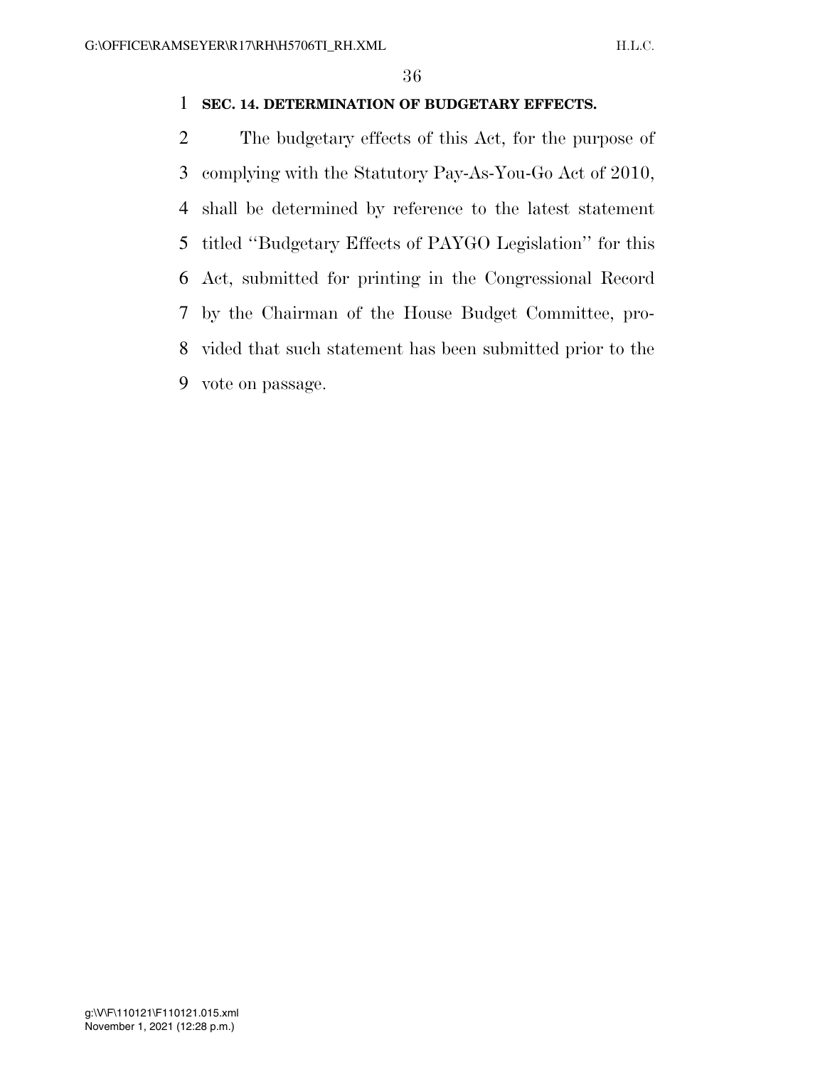**SEC. 14. DETERMINATION OF BUDGETARY EFFECTS.**

The budgetary effects of this Act, for the purpose of complying with the Statutory Pay-As-You-Go Act of 2010, shall be determined by reference to the latest statement titled ''Budgetary Effects of PAYGO Legislation'' for this Act, submitted for printing in the Congressional Record by the Chairman of the House Budget Committee, provided that such statement has been submitted prior to the vote on passage.